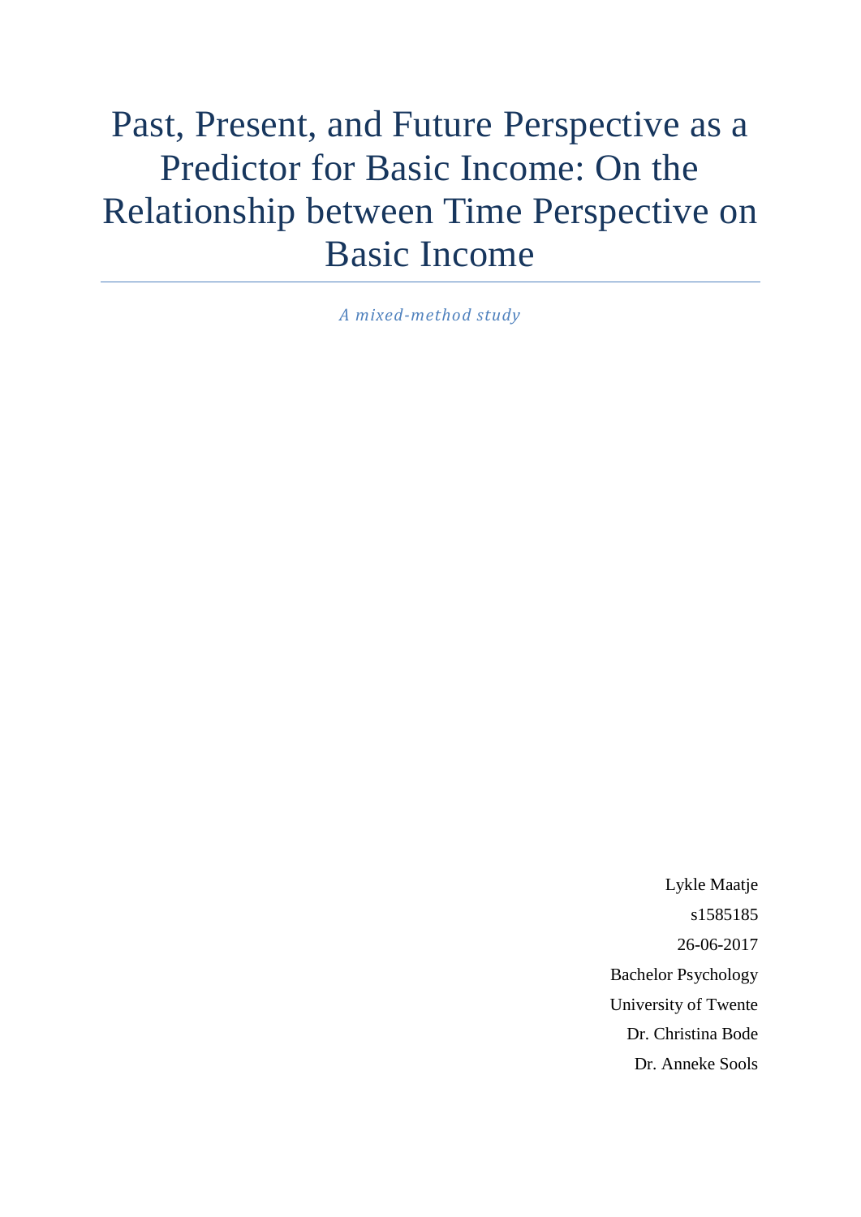# Past, Present, and Future Perspective as a Predictor for Basic Income: On the Relationship between Time Perspective on Basic Income

*A mixed-method study*

Lykle Maatje

s1585185

26-06-2017

Bachelor Psychology

University of Twente

Dr. Christina Bode

Dr. Anneke Sools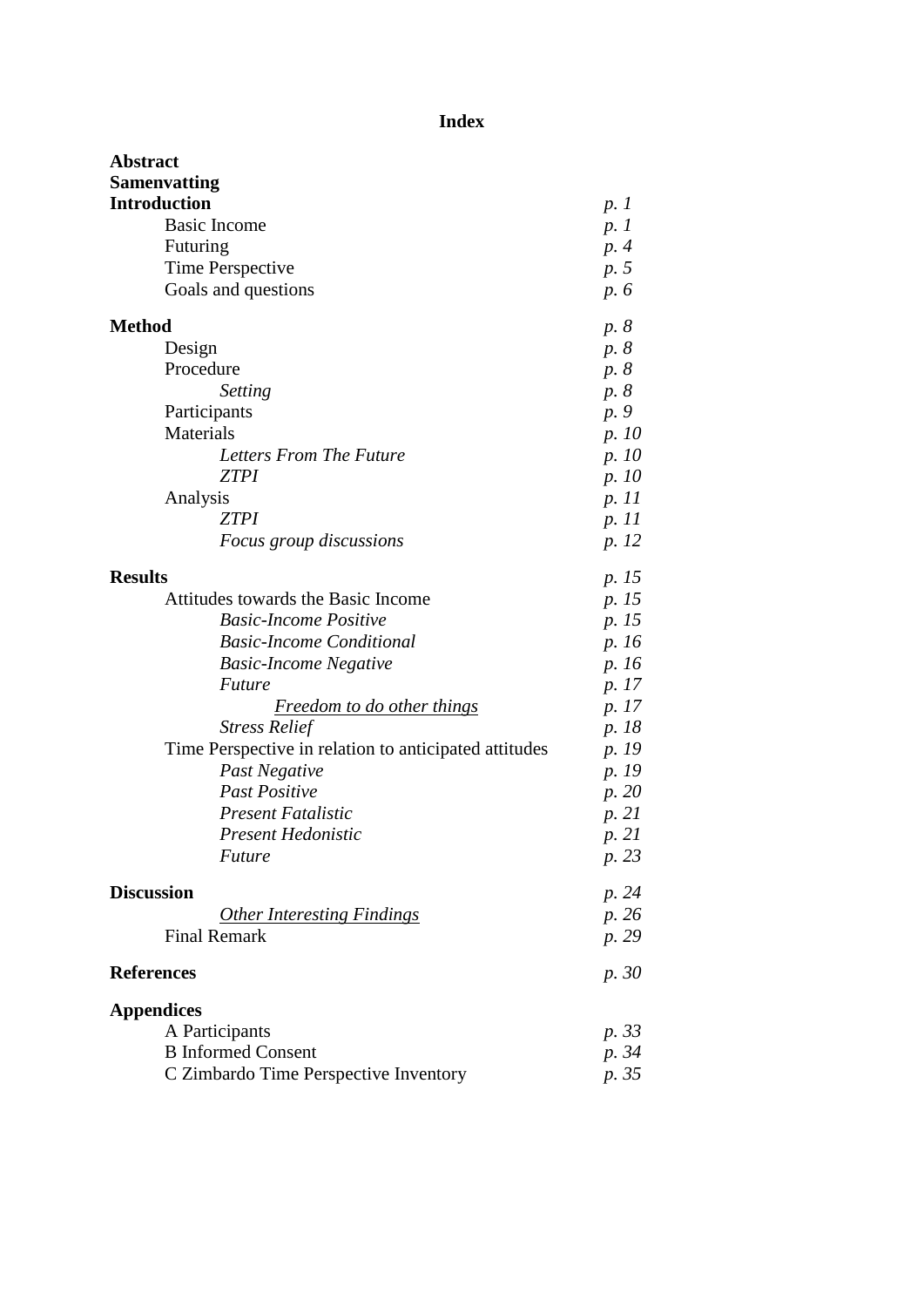# Index

| | |
|---|---|
| **Abstract** | |
| **Samenvatting** | |
| **Introduction** | *p. 1* |
| Basic Income | *p. 1* |
| Futuring | *p. 4* |
| Time Perspective | *p. 5* |
| Goals and questions | *p. 6* |
| **Method** | *p. 8* |
| Design | *p. 8* |
| Procedure | *p. 8* |
| *Setting* | *p. 8* |
| Participants | *p. 9* |
| Materials | *p. 10* |
| *Letters From The Future* | *p. 10* |
| *ZTPI* | *p. 10* |
| Analysis | *p. 11* |
| *ZTPI* | *p. 11* |
| *Focus group discussions* | *p. 12* |
| **Results** | *p. 15* |
| Attitudes towards the Basic Income | *p. 15* |
| *Basic-Income Positive* | *p. 15* |
| *Basic-Income Conditional* | *p. 16* |
| *Basic-Income Negative* | *p. 16* |
| *Future* | *p. 17* |
| *Freedom to do other things* | *p. 17* |
| *Stress Relief* | *p. 18* |
| Time Perspective in relation to anticipated attitudes | *p. 19* |
| *Past Negative* | *p. 19* |
| *Past Positive* | *p. 20* |
| *Present Fatalistic* | *p. 21* |
| *Present Hedonistic* | *p. 21* |
| *Future* | *p. 23* |
| **Discussion** | *p. 24* |
| *Other Interesting Findings* | *p. 26* |
| Final Remark | *p. 29* |
| **References** | *p. 30* |
| **Appendices** | |
| A Participants | *p. 33* |
| B Informed Consent | *p. 34* |
| C Zimbardo Time Perspective Inventory | *p. 35* |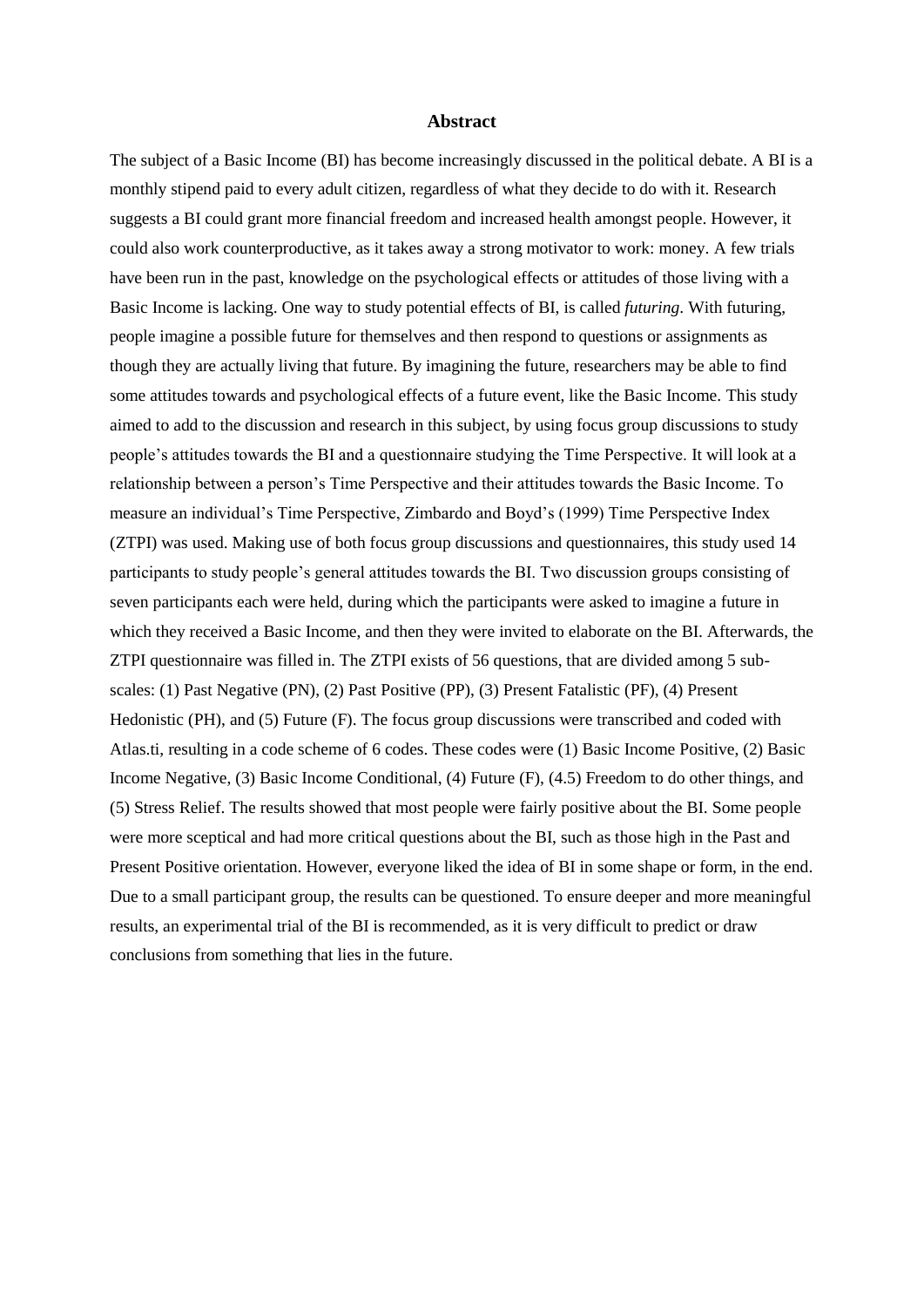# Abstract

The subject of a Basic Income (BI) has become increasingly discussed in the political debate. A BI is a monthly stipend paid to every adult citizen, regardless of what they decide to do with it. Research suggests a BI could grant more financial freedom and increased health amongst people. However, it could also work counterproductive, as it takes away a strong motivator to work: money. A few trials have been run in the past, knowledge on the psychological effects or attitudes of those living with a Basic Income is lacking. One way to study potential effects of BI, is called *futuring*. With futuring, people imagine a possible future for themselves and then respond to questions or assignments as though they are actually living that future. By imagining the future, researchers may be able to find some attitudes towards and psychological effects of a future event, like the Basic Income. This study aimed to add to the discussion and research in this subject, by using focus group discussions to study people's attitudes towards the BI and a questionnaire studying the Time Perspective. It will look at a relationship between a person's Time Perspective and their attitudes towards the Basic Income. To measure an individual's Time Perspective, Zimbardo and Boyd's (1999) Time Perspective Index (ZTPI) was used. Making use of both focus group discussions and questionnaires, this study used 14 participants to study people's general attitudes towards the BI. Two discussion groups consisting of seven participants each were held, during which the participants were asked to imagine a future in which they received a Basic Income, and then they were invited to elaborate on the BI. Afterwards, the ZTPI questionnaire was filled in. The ZTPI exists of 56 questions, that are divided among 5 sub-scales: (1) Past Negative (PN), (2) Past Positive (PP), (3) Present Fatalistic (PF), (4) Present Hedonistic (PH), and (5) Future (F). The focus group discussions were transcribed and coded with Atlas.ti, resulting in a code scheme of 6 codes. These codes were (1) Basic Income Positive, (2) Basic Income Negative, (3) Basic Income Conditional, (4) Future (F), (4.5) Freedom to do other things, and (5) Stress Relief. The results showed that most people were fairly positive about the BI. Some people were more sceptical and had more critical questions about the BI, such as those high in the Past and Present Positive orientation. However, everyone liked the idea of BI in some shape or form, in the end. Due to a small participant group, the results can be questioned. To ensure deeper and more meaningful results, an experimental trial of the BI is recommended, as it is very difficult to predict or draw conclusions from something that lies in the future.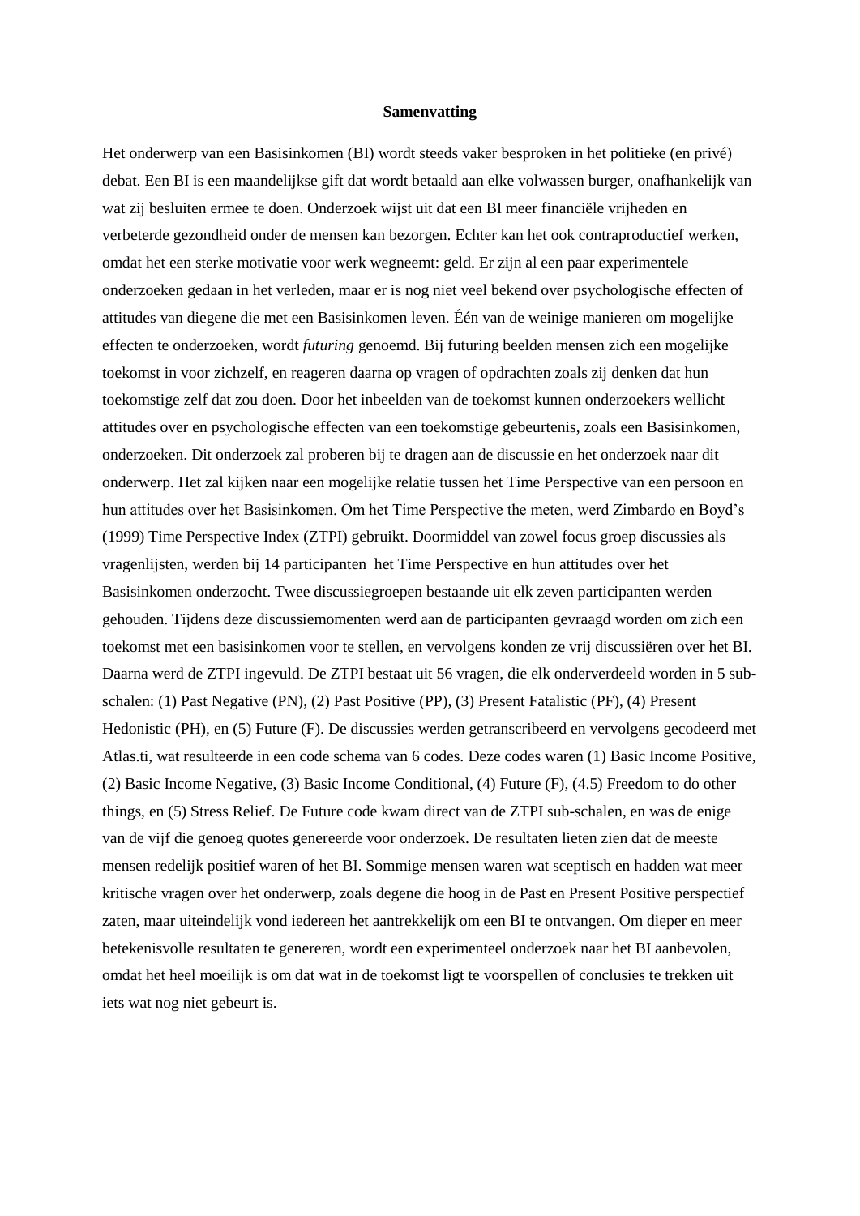# Samenvatting

Het onderwerp van een Basisinkomen (BI) wordt steeds vaker besproken in het politieke (en privé) debat. Een BI is een maandelijkse gift dat wordt betaald aan elke volwassen burger, onafhankelijk van wat zij besluiten ermee te doen. Onderzoek wijst uit dat een BI meer financiële vrijheden en verbeterde gezondheid onder de mensen kan bezorgen. Echter kan het ook contraproductief werken, omdat het een sterke motivatie voor werk wegneemt: geld. Er zijn al een paar experimentele onderzoeken gedaan in het verleden, maar er is nog niet veel bekend over psychologische effecten of attitudes van diegene die met een Basisinkomen leven. Één van de weinige manieren om mogelijke effecten te onderzoeken, wordt *futuring* genoemd. Bij futuring beelden mensen zich een mogelijke toekomst in voor zichzelf, en reageren daarna op vragen of opdrachten zoals zij denken dat hun toekomstige zelf dat zou doen. Door het inbeelden van de toekomst kunnen onderzoekers wellicht attitudes over en psychologische effecten van een toekomstige gebeurtenis, zoals een Basisinkomen, onderzoeken. Dit onderzoek zal proberen bij te dragen aan de discussie en het onderzoek naar dit onderwerp. Het zal kijken naar een mogelijke relatie tussen het Time Perspective van een persoon en hun attitudes over het Basisinkomen. Om het Time Perspective the meten, werd Zimbardo en Boyd's (1999) Time Perspective Index (ZTPI) gebruikt. Doormiddel van zowel focus groep discussies als vragenlijsten, werden bij 14 participanten het Time Perspective en hun attitudes over het Basisinkomen onderzocht. Twee discussiegroepen bestaande uit elk zeven participanten werden gehouden. Tijdens deze discussiemomenten werd aan de participanten gevraagd worden om zich een toekomst met een basisinkomen voor te stellen, en vervolgens konden ze vrij discussiëren over het BI. Daarna werd de ZTPI ingevuld. De ZTPI bestaat uit 56 vragen, die elk onderverdeeld worden in 5 sub-schalen: (1) Past Negative (PN), (2) Past Positive (PP), (3) Present Fatalistic (PF), (4) Present Hedonistic (PH), en (5) Future (F). De discussies werden getranscribeerd en vervolgens gecodeerd met Atlas.ti, wat resulteerde in een code schema van 6 codes. Deze codes waren (1) Basic Income Positive, (2) Basic Income Negative, (3) Basic Income Conditional, (4) Future (F), (4.5) Freedom to do other things, en (5) Stress Relief. De Future code kwam direct van de ZTPI sub-schalen, en was de enige van de vijf die genoeg quotes genereerde voor onderzoek. De resultaten lieten zien dat de meeste mensen redelijk positief waren of het BI. Sommige mensen waren wat sceptisch en hadden wat meer kritische vragen over het onderwerp, zoals degene die hoog in de Past en Present Positive perspectief zaten, maar uiteindelijk vond iedereen het aantrekkelijk om een BI te ontvangen. Om dieper en meer betekenisvolle resultaten te genereren, wordt een experimenteel onderzoek naar het BI aanbevolen, omdat het heel moeilijk is om dat wat in de toekomst ligt te voorspellen of conclusies te trekken uit iets wat nog niet gebeurt is.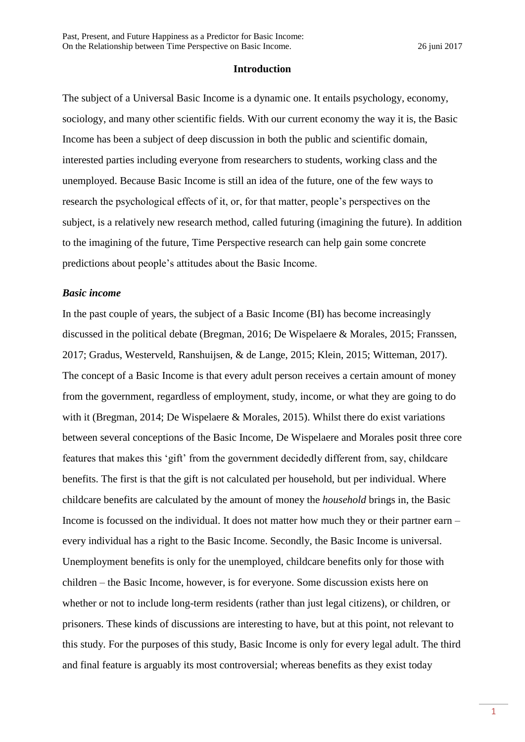## Introduction

The subject of a Universal Basic Income is a dynamic one. It entails psychology, economy, sociology, and many other scientific fields. With our current economy the way it is, the Basic Income has been a subject of deep discussion in both the public and scientific domain, interested parties including everyone from researchers to students, working class and the unemployed. Because Basic Income is still an idea of the future, one of the few ways to research the psychological effects of it, or, for that matter, people's perspectives on the subject, is a relatively new research method, called futuring (imagining the future). In addition to the imagining of the future, Time Perspective research can help gain some concrete predictions about people's attitudes about the Basic Income.

### *Basic income*

In the past couple of years, the subject of a Basic Income (BI) has become increasingly discussed in the political debate (Bregman, 2016; De Wispelaere & Morales, 2015; Franssen, 2017; Gradus, Westerveld, Ranshuijsen, & de Lange, 2015; Klein, 2015; Witteman, 2017). The concept of a Basic Income is that every adult person receives a certain amount of money from the government, regardless of employment, study, income, or what they are going to do with it (Bregman, 2014; De Wispelaere & Morales, 2015). Whilst there do exist variations between several conceptions of the Basic Income, De Wispelaere and Morales posit three core features that makes this 'gift' from the government decidedly different from, say, childcare benefits. The first is that the gift is not calculated per household, but per individual. Where childcare benefits are calculated by the amount of money the *household* brings in, the Basic Income is focussed on the individual. It does not matter how much they or their partner earn – every individual has a right to the Basic Income. Secondly, the Basic Income is universal. Unemployment benefits is only for the unemployed, childcare benefits only for those with children – the Basic Income, however, is for everyone. Some discussion exists here on whether or not to include long-term residents (rather than just legal citizens), or children, or prisoners. These kinds of discussions are interesting to have, but at this point, not relevant to this study. For the purposes of this study, Basic Income is only for every legal adult. The third and final feature is arguably its most controversial; whereas benefits as they exist today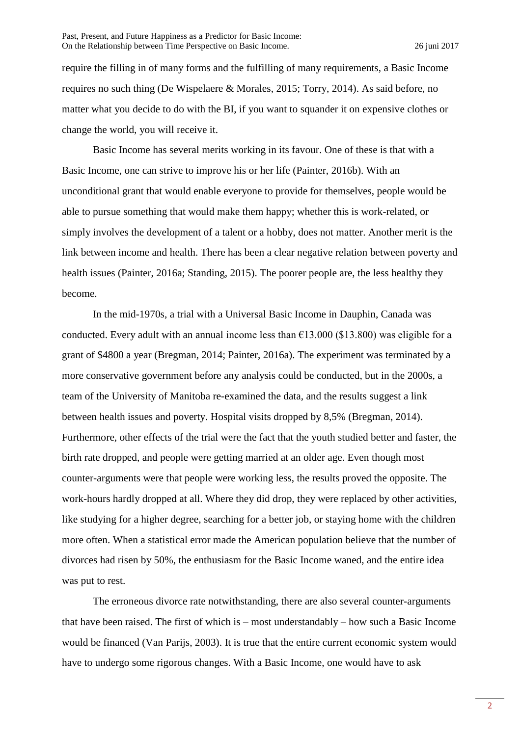require the filling in of many forms and the fulfilling of many requirements, a Basic Income requires no such thing (De Wispelaere & Morales, 2015; Torry, 2014). As said before, no matter what you decide to do with the BI, if you want to squander it on expensive clothes or change the world, you will receive it.

Basic Income has several merits working in its favour. One of these is that with a Basic Income, one can strive to improve his or her life (Painter, 2016b). With an unconditional grant that would enable everyone to provide for themselves, people would be able to pursue something that would make them happy; whether this is work-related, or simply involves the development of a talent or a hobby, does not matter. Another merit is the link between income and health. There has been a clear negative relation between poverty and health issues (Painter, 2016a; Standing, 2015). The poorer people are, the less healthy they become.

In the mid-1970s, a trial with a Universal Basic Income in Dauphin, Canada was conducted. Every adult with an annual income less than €13.000 ($13.800) was eligible for a grant of $4800 a year (Bregman, 2014; Painter, 2016a). The experiment was terminated by a more conservative government before any analysis could be conducted, but in the 2000s, a team of the University of Manitoba re-examined the data, and the results suggest a link between health issues and poverty. Hospital visits dropped by 8,5% (Bregman, 2014). Furthermore, other effects of the trial were the fact that the youth studied better and faster, the birth rate dropped, and people were getting married at an older age. Even though most counter-arguments were that people were working less, the results proved the opposite. The work-hours hardly dropped at all. Where they did drop, they were replaced by other activities, like studying for a higher degree, searching for a better job, or staying home with the children more often. When a statistical error made the American population believe that the number of divorces had risen by 50%, the enthusiasm for the Basic Income waned, and the entire idea was put to rest.

The erroneous divorce rate notwithstanding, there are also several counter-arguments that have been raised. The first of which is – most understandably – how such a Basic Income would be financed (Van Parijs, 2003). It is true that the entire current economic system would have to undergo some rigorous changes. With a Basic Income, one would have to ask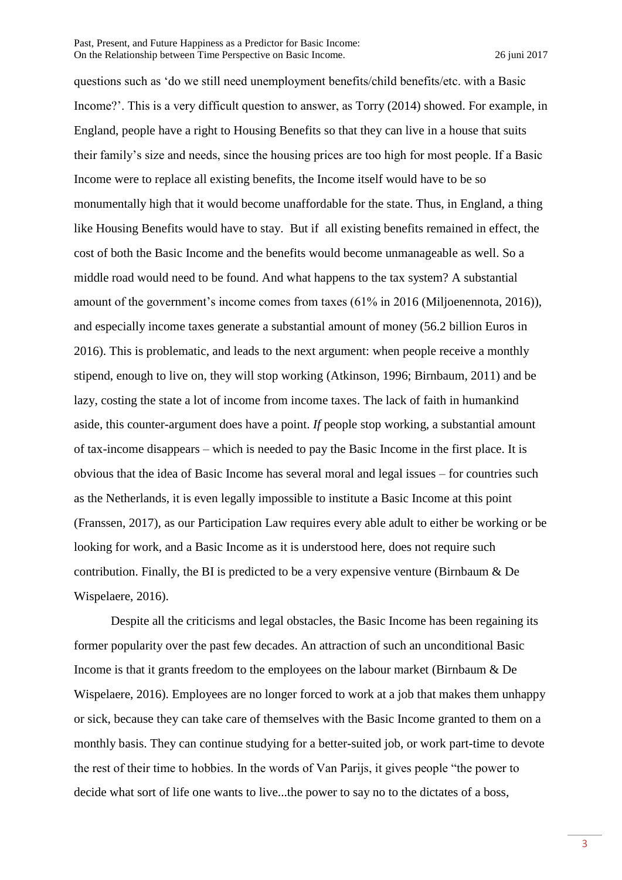questions such as 'do we still need unemployment benefits/child benefits/etc. with a Basic Income?'. This is a very difficult question to answer, as Torry (2014) showed. For example, in England, people have a right to Housing Benefits so that they can live in a house that suits their family's size and needs, since the housing prices are too high for most people. If a Basic Income were to replace all existing benefits, the Income itself would have to be so monumentally high that it would become unaffordable for the state. Thus, in England, a thing like Housing Benefits would have to stay. But if all existing benefits remained in effect, the cost of both the Basic Income and the benefits would become unmanageable as well. So a middle road would need to be found. And what happens to the tax system? A substantial amount of the government's income comes from taxes (61% in 2016 (Miljoenennota, 2016)), and especially income taxes generate a substantial amount of money (56.2 billion Euros in 2016). This is problematic, and leads to the next argument: when people receive a monthly stipend, enough to live on, they will stop working (Atkinson, 1996; Birnbaum, 2011) and be lazy, costing the state a lot of income from income taxes. The lack of faith in humankind aside, this counter-argument does have a point. *If* people stop working, a substantial amount of tax-income disappears – which is needed to pay the Basic Income in the first place. It is obvious that the idea of Basic Income has several moral and legal issues – for countries such as the Netherlands, it is even legally impossible to institute a Basic Income at this point (Franssen, 2017), as our Participation Law requires every able adult to either be working or be looking for work, and a Basic Income as it is understood here, does not require such contribution. Finally, the BI is predicted to be a very expensive venture (Birnbaum & De Wispelaere, 2016).

Despite all the criticisms and legal obstacles, the Basic Income has been regaining its former popularity over the past few decades. An attraction of such an unconditional Basic Income is that it grants freedom to the employees on the labour market (Birnbaum & De Wispelaere, 2016). Employees are no longer forced to work at a job that makes them unhappy or sick, because they can take care of themselves with the Basic Income granted to them on a monthly basis. They can continue studying for a better-suited job, or work part-time to devote the rest of their time to hobbies. In the words of Van Parijs, it gives people "the power to decide what sort of life one wants to live...the power to say no to the dictates of a boss,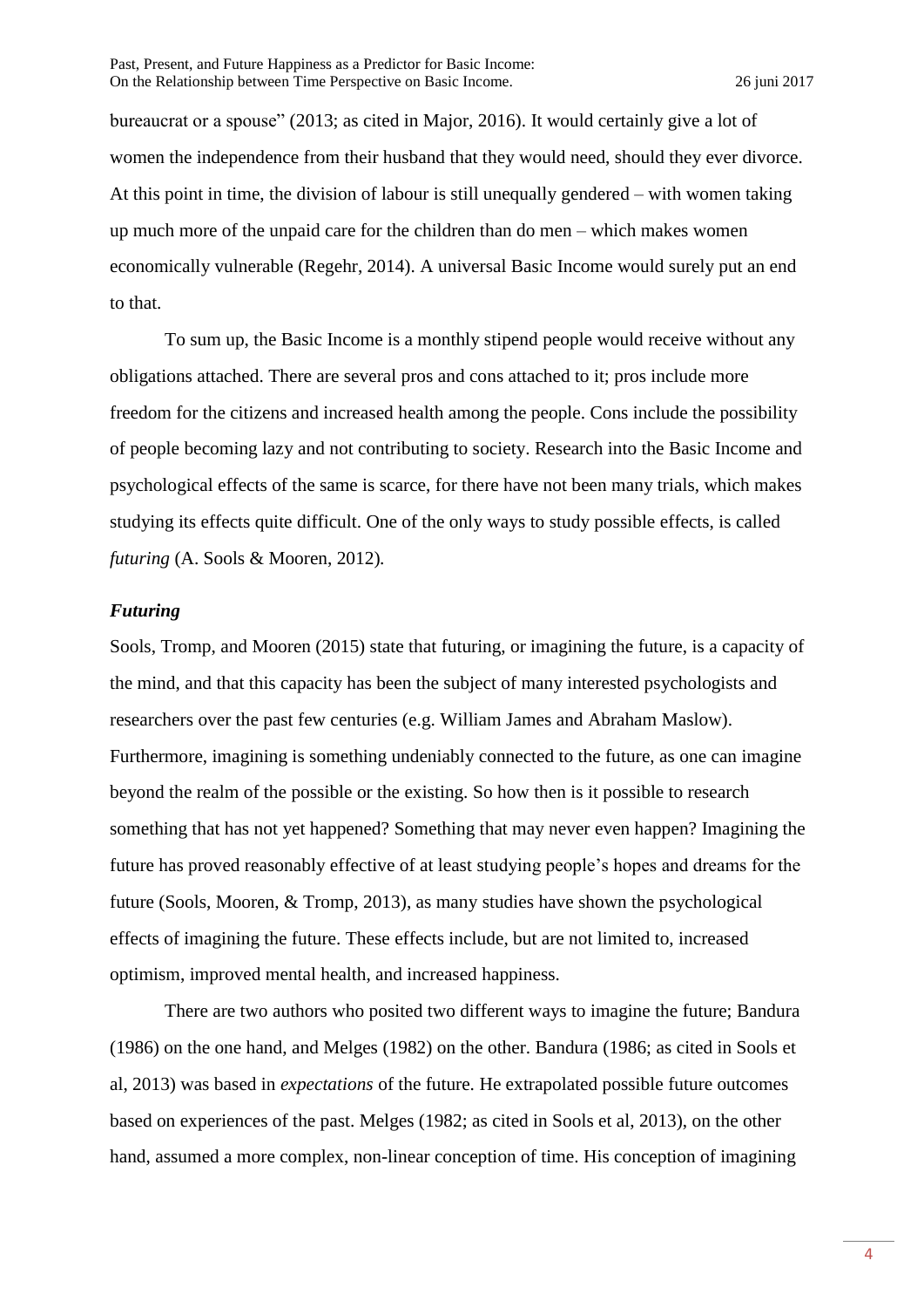bureaucrat or a spouse" (2013; as cited in Major, 2016). It would certainly give a lot of women the independence from their husband that they would need, should they ever divorce. At this point in time, the division of labour is still unequally gendered – with women taking up much more of the unpaid care for the children than do men – which makes women economically vulnerable (Regehr, 2014). A universal Basic Income would surely put an end to that.

To sum up, the Basic Income is a monthly stipend people would receive without any obligations attached. There are several pros and cons attached to it; pros include more freedom for the citizens and increased health among the people. Cons include the possibility of people becoming lazy and not contributing to society. Research into the Basic Income and psychological effects of the same is scarce, for there have not been many trials, which makes studying its effects quite difficult. One of the only ways to study possible effects, is called *futuring* (A. Sools & Mooren, 2012).

### *Futuring*

Sools, Tromp, and Mooren (2015) state that futuring, or imagining the future, is a capacity of the mind, and that this capacity has been the subject of many interested psychologists and researchers over the past few centuries (e.g. William James and Abraham Maslow). Furthermore, imagining is something undeniably connected to the future, as one can imagine beyond the realm of the possible or the existing. So how then is it possible to research something that has not yet happened? Something that may never even happen? Imagining the future has proved reasonably effective of at least studying people's hopes and dreams for the future (Sools, Mooren, & Tromp, 2013), as many studies have shown the psychological effects of imagining the future. These effects include, but are not limited to, increased optimism, improved mental health, and increased happiness.

There are two authors who posited two different ways to imagine the future; Bandura (1986) on the one hand, and Melges (1982) on the other. Bandura (1986; as cited in Sools et al, 2013) was based in *expectations* of the future. He extrapolated possible future outcomes based on experiences of the past. Melges (1982; as cited in Sools et al, 2013), on the other hand, assumed a more complex, non-linear conception of time. His conception of imagining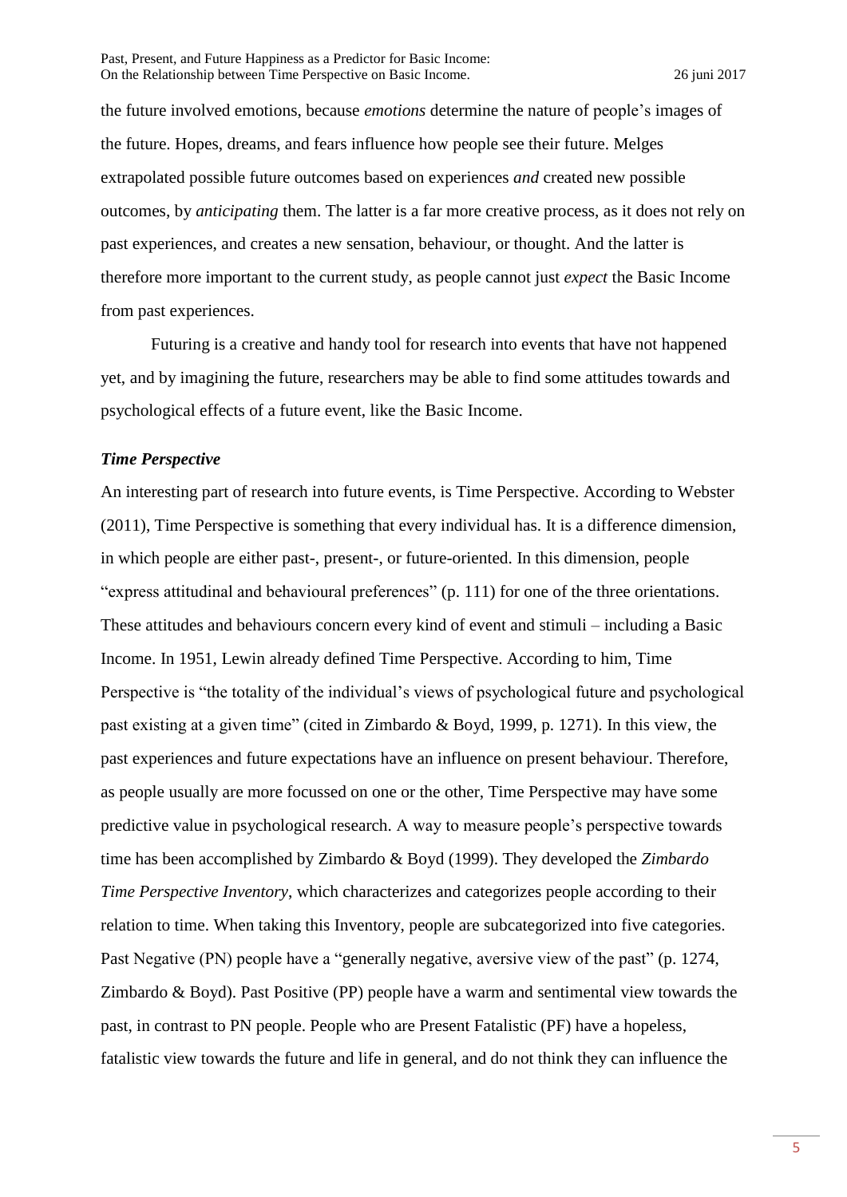the future involved emotions, because *emotions* determine the nature of people's images of the future. Hopes, dreams, and fears influence how people see their future. Melges extrapolated possible future outcomes based on experiences *and* created new possible outcomes, by *anticipating* them. The latter is a far more creative process, as it does not rely on past experiences, and creates a new sensation, behaviour, or thought. And the latter is therefore more important to the current study, as people cannot just *expect* the Basic Income from past experiences.

Futuring is a creative and handy tool for research into events that have not happened yet, and by imagining the future, researchers may be able to find some attitudes towards and psychological effects of a future event, like the Basic Income.

### *Time Perspective*

An interesting part of research into future events, is Time Perspective. According to Webster (2011), Time Perspective is something that every individual has. It is a difference dimension, in which people are either past-, present-, or future-oriented. In this dimension, people "express attitudinal and behavioural preferences" (p. 111) for one of the three orientations. These attitudes and behaviours concern every kind of event and stimuli – including a Basic Income. In 1951, Lewin already defined Time Perspective. According to him, Time Perspective is "the totality of the individual's views of psychological future and psychological past existing at a given time" (cited in Zimbardo & Boyd, 1999, p. 1271). In this view, the past experiences and future expectations have an influence on present behaviour. Therefore, as people usually are more focussed on one or the other, Time Perspective may have some predictive value in psychological research. A way to measure people's perspective towards time has been accomplished by Zimbardo & Boyd (1999). They developed the *Zimbardo Time Perspective Inventory*, which characterizes and categorizes people according to their relation to time. When taking this Inventory, people are subcategorized into five categories. Past Negative (PN) people have a "generally negative, aversive view of the past" (p. 1274, Zimbardo & Boyd). Past Positive (PP) people have a warm and sentimental view towards the past, in contrast to PN people. People who are Present Fatalistic (PF) have a hopeless, fatalistic view towards the future and life in general, and do not think they can influence the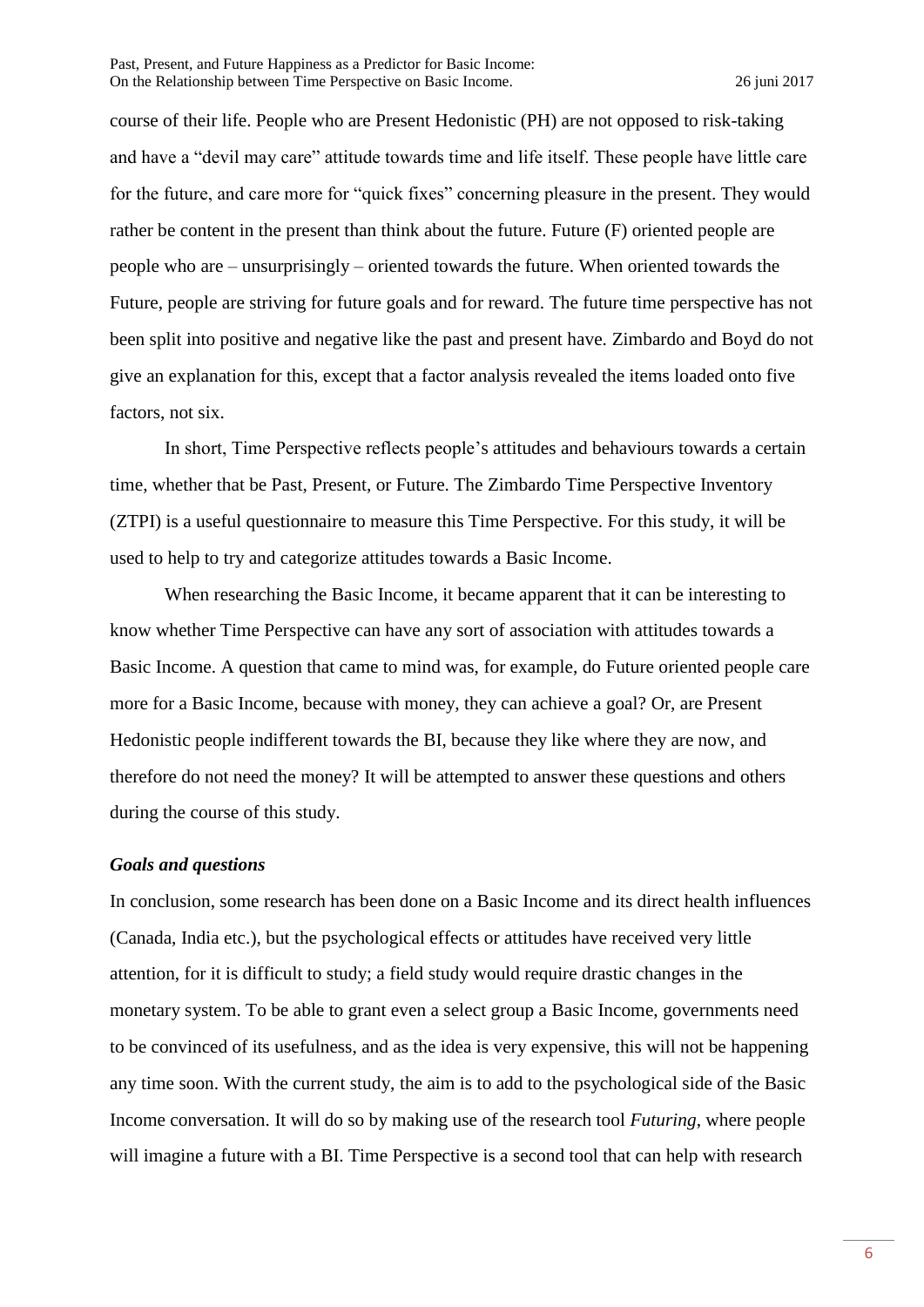course of their life. People who are Present Hedonistic (PH) are not opposed to risk-taking and have a "devil may care" attitude towards time and life itself. These people have little care for the future, and care more for "quick fixes" concerning pleasure in the present. They would rather be content in the present than think about the future. Future (F) oriented people are people who are – unsurprisingly – oriented towards the future. When oriented towards the Future, people are striving for future goals and for reward. The future time perspective has not been split into positive and negative like the past and present have. Zimbardo and Boyd do not give an explanation for this, except that a factor analysis revealed the items loaded onto five factors, not six.

In short, Time Perspective reflects people's attitudes and behaviours towards a certain time, whether that be Past, Present, or Future. The Zimbardo Time Perspective Inventory (ZTPI) is a useful questionnaire to measure this Time Perspective. For this study, it will be used to help to try and categorize attitudes towards a Basic Income.

When researching the Basic Income, it became apparent that it can be interesting to know whether Time Perspective can have any sort of association with attitudes towards a Basic Income. A question that came to mind was, for example, do Future oriented people care more for a Basic Income, because with money, they can achieve a goal? Or, are Present Hedonistic people indifferent towards the BI, because they like where they are now, and therefore do not need the money? It will be attempted to answer these questions and others during the course of this study.

### *Goals and questions*

In conclusion, some research has been done on a Basic Income and its direct health influences (Canada, India etc.), but the psychological effects or attitudes have received very little attention, for it is difficult to study; a field study would require drastic changes in the monetary system. To be able to grant even a select group a Basic Income, governments need to be convinced of its usefulness, and as the idea is very expensive, this will not be happening any time soon. With the current study, the aim is to add to the psychological side of the Basic Income conversation. It will do so by making use of the research tool *Futuring*, where people will imagine a future with a BI. Time Perspective is a second tool that can help with research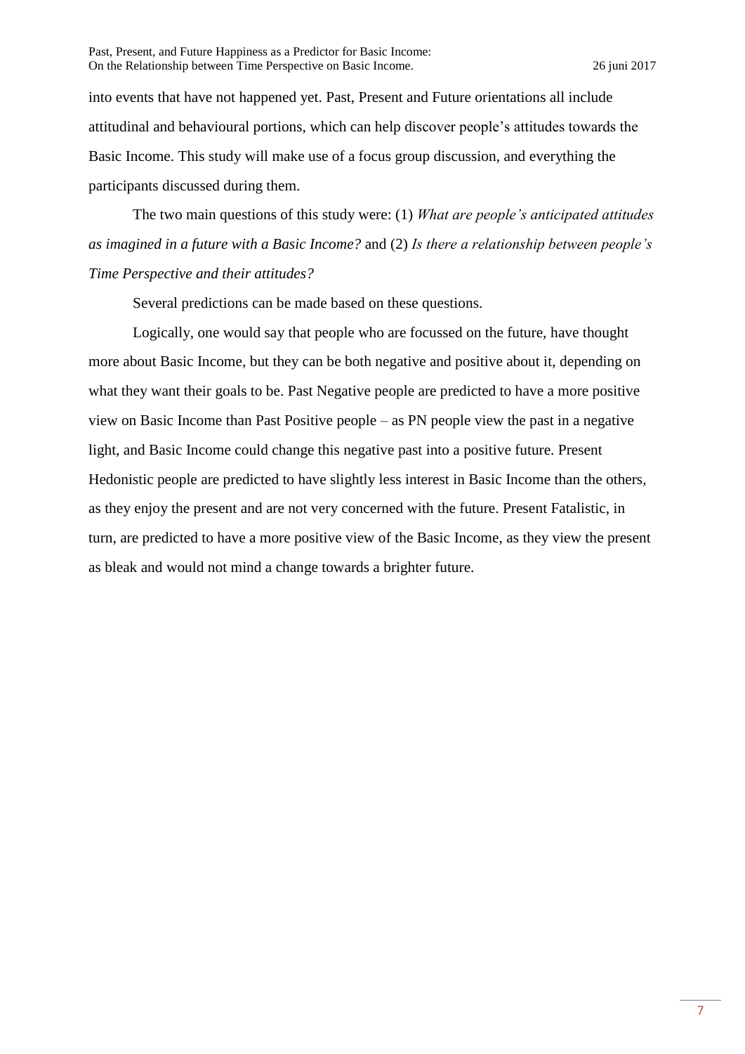into events that have not happened yet. Past, Present and Future orientations all include attitudinal and behavioural portions, which can help discover people's attitudes towards the Basic Income. This study will make use of a focus group discussion, and everything the participants discussed during them.

The two main questions of this study were: (1) *What are people's anticipated attitudes as imagined in a future with a Basic Income?* and (2) *Is there a relationship between people's Time Perspective and their attitudes?*

Several predictions can be made based on these questions.

Logically, one would say that people who are focussed on the future, have thought more about Basic Income, but they can be both negative and positive about it, depending on what they want their goals to be. Past Negative people are predicted to have a more positive view on Basic Income than Past Positive people – as PN people view the past in a negative light, and Basic Income could change this negative past into a positive future. Present Hedonistic people are predicted to have slightly less interest in Basic Income than the others, as they enjoy the present and are not very concerned with the future. Present Fatalistic, in turn, are predicted to have a more positive view of the Basic Income, as they view the present as bleak and would not mind a change towards a brighter future.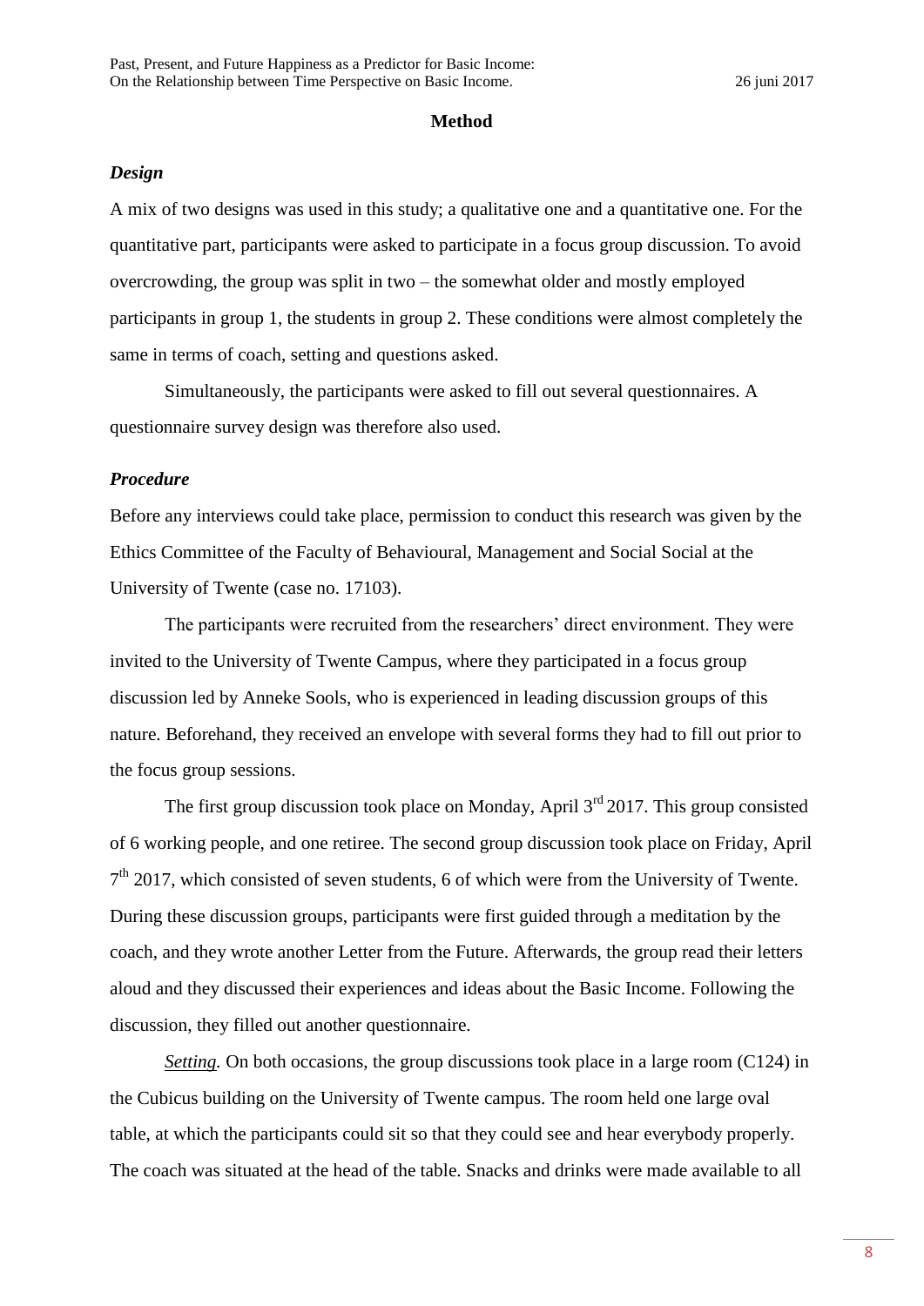## Method

### *Design*

A mix of two designs was used in this study; a qualitative one and a quantitative one. For the quantitative part, participants were asked to participate in a focus group discussion. To avoid overcrowding, the group was split in two – the somewhat older and mostly employed participants in group 1, the students in group 2. These conditions were almost completely the same in terms of coach, setting and questions asked.

Simultaneously, the participants were asked to fill out several questionnaires. A questionnaire survey design was therefore also used.

### *Procedure*

Before any interviews could take place, permission to conduct this research was given by the Ethics Committee of the Faculty of Behavioural, Management and Social Social at the University of Twente (case no. 17103).

The participants were recruited from the researchers' direct environment. They were invited to the University of Twente Campus, where they participated in a focus group discussion led by Anneke Sools, who is experienced in leading discussion groups of this nature. Beforehand, they received an envelope with several forms they had to fill out prior to the focus group sessions.

The first group discussion took place on Monday, April 3rd 2017. This group consisted of 6 working people, and one retiree. The second group discussion took place on Friday, April 7th 2017, which consisted of seven students, 6 of which were from the University of Twente. During these discussion groups, participants were first guided through a meditation by the coach, and they wrote another Letter from the Future. Afterwards, the group read their letters aloud and they discussed their experiences and ideas about the Basic Income. Following the discussion, they filled out another questionnaire.

*Setting.* On both occasions, the group discussions took place in a large room (C124) in the Cubicus building on the University of Twente campus. The room held one large oval table, at which the participants could sit so that they could see and hear everybody properly. The coach was situated at the head of the table. Snacks and drinks were made available to all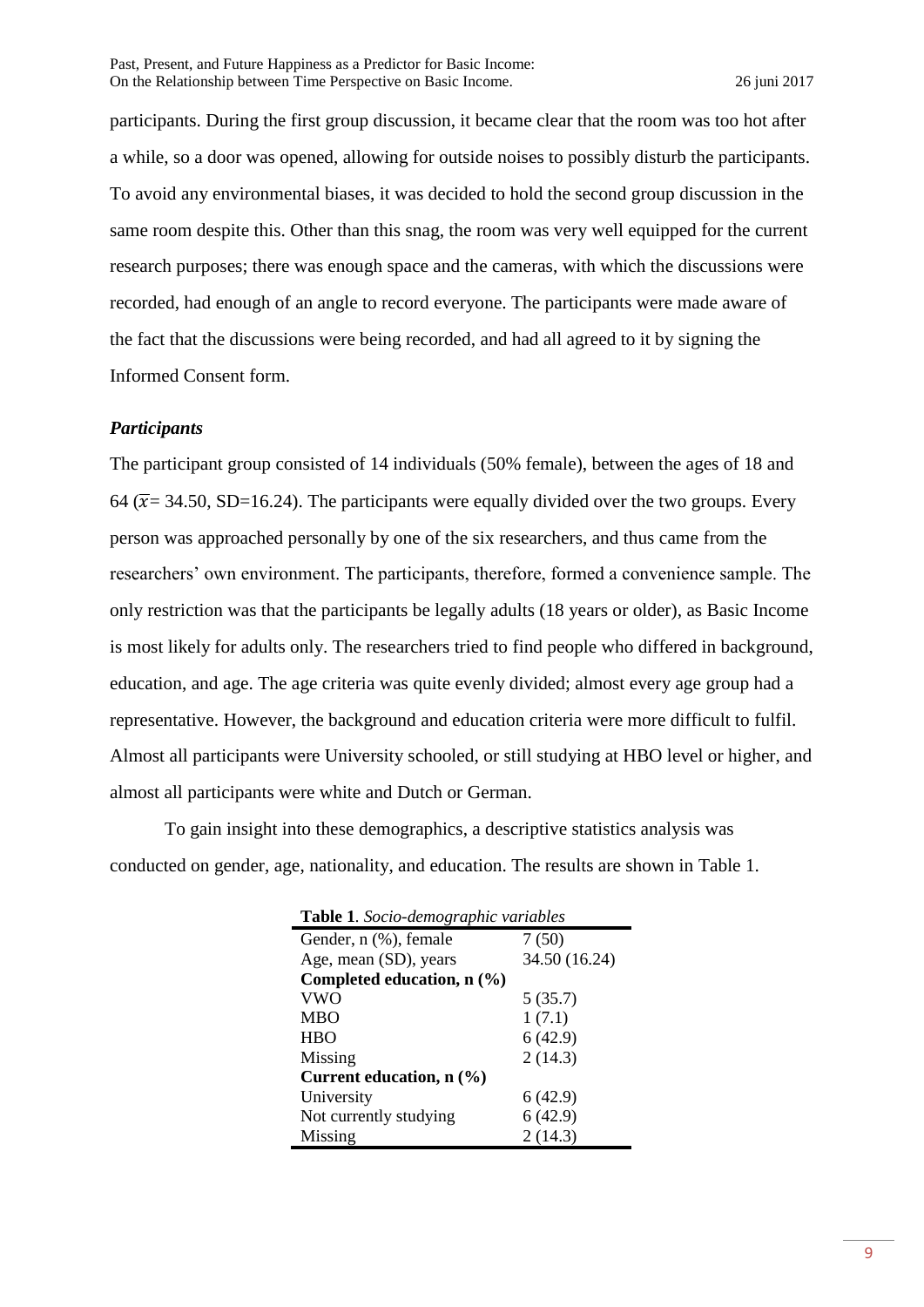participants. During the first group discussion, it became clear that the room was too hot after a while, so a door was opened, allowing for outside noises to possibly disturb the participants. To avoid any environmental biases, it was decided to hold the second group discussion in the same room despite this. Other than this snag, the room was very well equipped for the current research purposes; there was enough space and the cameras, with which the discussions were recorded, had enough of an angle to record everyone. The participants were made aware of the fact that the discussions were being recorded, and had all agreed to it by signing the Informed Consent form.

### *Participants*

The participant group consisted of 14 individuals (50% female), between the ages of 18 and 64 ($\bar{x}$= 34.50, SD=16.24). The participants were equally divided over the two groups. Every person was approached personally by one of the six researchers, and thus came from the researchers' own environment. The participants, therefore, formed a convenience sample. The only restriction was that the participants be legally adults (18 years or older), as Basic Income is most likely for adults only. The researchers tried to find people who differed in background, education, and age. The age criteria was quite evenly divided; almost every age group had a representative. However, the background and education criteria were more difficult to fulfil. Almost all participants were University schooled, or still studying at HBO level or higher, and almost all participants were white and Dutch or German.

To gain insight into these demographics, a descriptive statistics analysis was conducted on gender, age, nationality, and education. The results are shown in Table 1.

**Table 1**. *Socio-demographic variables*

| | |
|---|---|
| Gender, n (%), female | 7 (50) |
| Age, mean (SD), years | 34.50 (16.24) |
| **Completed education, n (%)** | |
| VWO | 5 (35.7) |
| MBO | 1 (7.1) |
| HBO | 6 (42.9) |
| Missing | 2 (14.3) |
| **Current education, n (%)** | |
| University | 6 (42.9) |
| Not currently studying | 6 (42.9) |
| Missing | 2 (14.3) |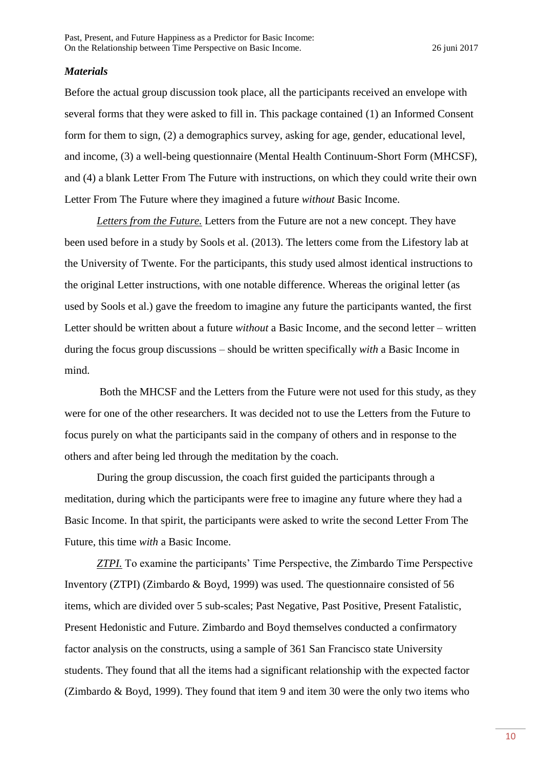### *Materials*

Before the actual group discussion took place, all the participants received an envelope with several forms that they were asked to fill in. This package contained (1) an Informed Consent form for them to sign, (2) a demographics survey, asking for age, gender, educational level, and income, (3) a well-being questionnaire (Mental Health Continuum-Short Form (MHCSF), and (4) a blank Letter From The Future with instructions, on which they could write their own Letter From The Future where they imagined a future *without* Basic Income.

*Letters from the Future.* Letters from the Future are not a new concept. They have been used before in a study by Sools et al. (2013). The letters come from the Lifestory lab at the University of Twente. For the participants, this study used almost identical instructions to the original Letter instructions, with one notable difference. Whereas the original letter (as used by Sools et al.) gave the freedom to imagine any future the participants wanted, the first Letter should be written about a future *without* a Basic Income, and the second letter – written during the focus group discussions – should be written specifically *with* a Basic Income in mind.

Both the MHCSF and the Letters from the Future were not used for this study, as they were for one of the other researchers. It was decided not to use the Letters from the Future to focus purely on what the participants said in the company of others and in response to the others and after being led through the meditation by the coach.

During the group discussion, the coach first guided the participants through a meditation, during which the participants were free to imagine any future where they had a Basic Income. In that spirit, the participants were asked to write the second Letter From The Future, this time *with* a Basic Income.

*ZTPI.* To examine the participants' Time Perspective, the Zimbardo Time Perspective Inventory (ZTPI) (Zimbardo & Boyd, 1999) was used. The questionnaire consisted of 56 items, which are divided over 5 sub-scales; Past Negative, Past Positive, Present Fatalistic, Present Hedonistic and Future. Zimbardo and Boyd themselves conducted a confirmatory factor analysis on the constructs, using a sample of 361 San Francisco state University students. They found that all the items had a significant relationship with the expected factor (Zimbardo & Boyd, 1999). They found that item 9 and item 30 were the only two items who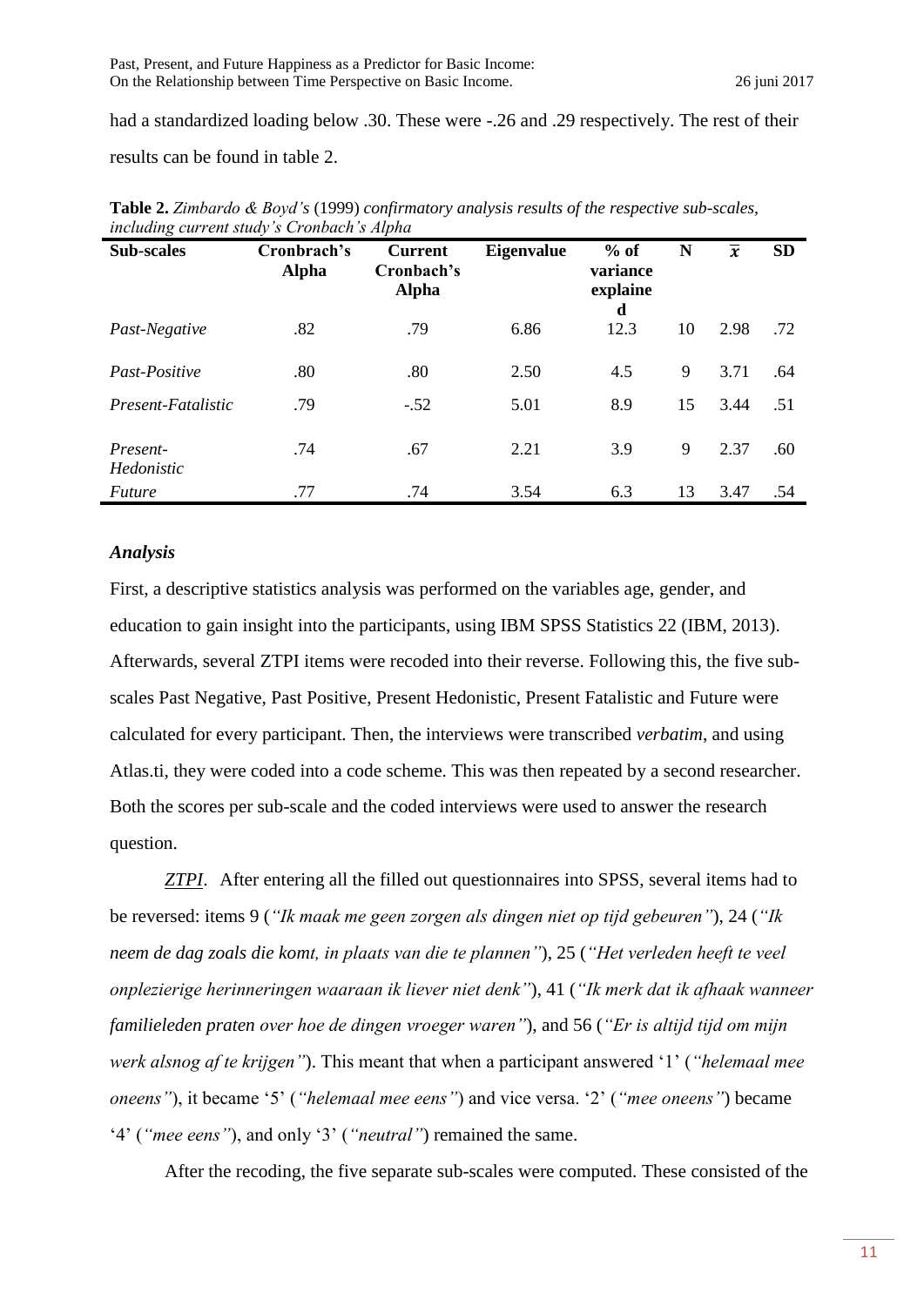had a standardized loading below .30. These were -.26 and .29 respectively. The rest of their results can be found in table 2.

**Table 2.** *Zimbardo & Boyd's* (1999) *confirmatory analysis results of the respective sub-scales, including current study's Cronbach's Alpha*

| Sub-scales | Cronbach's Alpha | Current Cronbach's Alpha | Eigenvalue | % of variance explained | N | $\bar{x}$ | SD |
|---|---|---|---|---|---|---|---|
| *Past-Negative* | .82 | .79 | 6.86 | 12.3 | 10 | 2.98 | .72 |
| *Past-Positive* | .80 | .80 | 2.50 | 4.5 | 9 | 3.71 | .64 |
| *Present-Fatalistic* | .79 | -.52 | 5.01 | 8.9 | 15 | 3.44 | .51 |
| *Present-Hedonistic* | .74 | .67 | 2.21 | 3.9 | 9 | 2.37 | .60 |
| *Future* | .77 | .74 | 3.54 | 6.3 | 13 | 3.47 | .54 |

### *Analysis*

First, a descriptive statistics analysis was performed on the variables age, gender, and education to gain insight into the participants, using IBM SPSS Statistics 22 (IBM, 2013). Afterwards, several ZTPI items were recoded into their reverse. Following this, the five sub-scales Past Negative, Past Positive, Present Hedonistic, Present Fatalistic and Future were calculated for every participant. Then, the interviews were transcribed *verbatim*, and using Atlas.ti, they were coded into a code scheme. This was then repeated by a second researcher. Both the scores per sub-scale and the coded interviews were used to answer the research question.

***ZTPI***. After entering all the filled out questionnaires into SPSS, several items had to be reversed: items 9 (*"Ik maak me geen zorgen als dingen niet op tijd gebeuren"*), 24 (*"Ik neem de dag zoals die komt, in plaats van die te plannen"*), 25 (*"Het verleden heeft te veel onplezierige herinneringen waaraan ik liever niet denk"*), 41 (*"Ik merk dat ik afhaak wanneer familieleden praten over hoe de dingen vroeger waren"*), and 56 (*"Er is altijd tijd om mijn werk alsnog af te krijgen"*). This meant that when a participant answered '1' (*"helemaal mee oneens"*), it became '5' (*"helemaal mee eens"*) and vice versa. '2' (*"mee oneens"*) became '4' (*"mee eens"*), and only '3' (*"neutral"*) remained the same.

After the recoding, the five separate sub-scales were computed. These consisted of the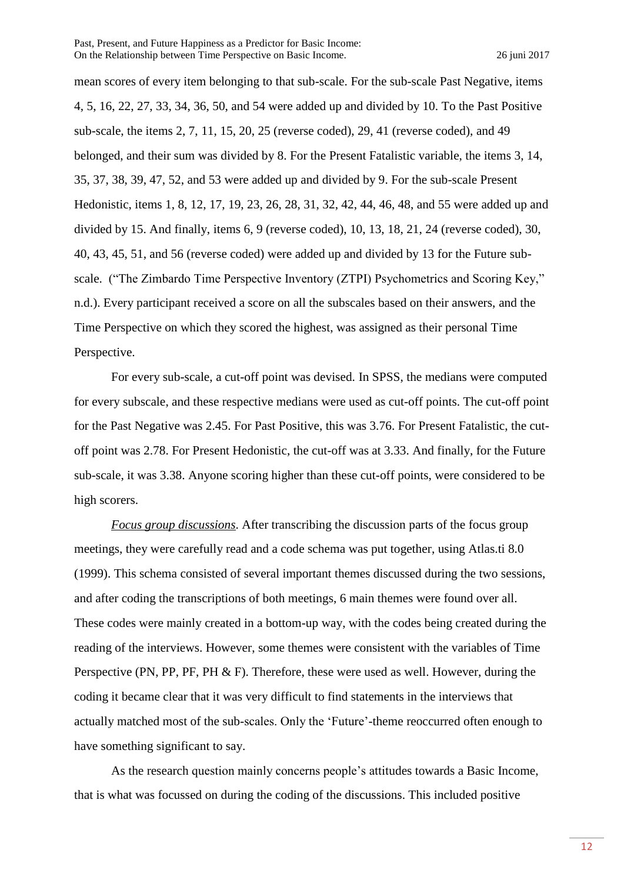mean scores of every item belonging to that sub-scale. For the sub-scale Past Negative, items 4, 5, 16, 22, 27, 33, 34, 36, 50, and 54 were added up and divided by 10. To the Past Positive sub-scale, the items 2, 7, 11, 15, 20, 25 (reverse coded), 29, 41 (reverse coded), and 49 belonged, and their sum was divided by 8. For the Present Fatalistic variable, the items 3, 14, 35, 37, 38, 39, 47, 52, and 53 were added up and divided by 9. For the sub-scale Present Hedonistic, items 1, 8, 12, 17, 19, 23, 26, 28, 31, 32, 42, 44, 46, 48, and 55 were added up and divided by 15. And finally, items 6, 9 (reverse coded), 10, 13, 18, 21, 24 (reverse coded), 30, 40, 43, 45, 51, and 56 (reverse coded) were added up and divided by 13 for the Future sub-scale. ("The Zimbardo Time Perspective Inventory (ZTPI) Psychometrics and Scoring Key," n.d.). Every participant received a score on all the subscales based on their answers, and the Time Perspective on which they scored the highest, was assigned as their personal Time Perspective.

For every sub-scale, a cut-off point was devised. In SPSS, the medians were computed for every subscale, and these respective medians were used as cut-off points. The cut-off point for the Past Negative was 2.45. For Past Positive, this was 3.76. For Present Fatalistic, the cut-off point was 2.78. For Present Hedonistic, the cut-off was at 3.33. And finally, for the Future sub-scale, it was 3.38. Anyone scoring higher than these cut-off points, were considered to be high scorers.

*Focus group discussions.* After transcribing the discussion parts of the focus group meetings, they were carefully read and a code schema was put together, using Atlas.ti 8.0 (1999). This schema consisted of several important themes discussed during the two sessions, and after coding the transcriptions of both meetings, 6 main themes were found over all. These codes were mainly created in a bottom-up way, with the codes being created during the reading of the interviews. However, some themes were consistent with the variables of Time Perspective (PN, PP, PF, PH & F). Therefore, these were used as well. However, during the coding it became clear that it was very difficult to find statements in the interviews that actually matched most of the sub-scales. Only the 'Future'-theme reoccurred often enough to have something significant to say.

As the research question mainly concerns people's attitudes towards a Basic Income, that is what was focussed on during the coding of the discussions. This included positive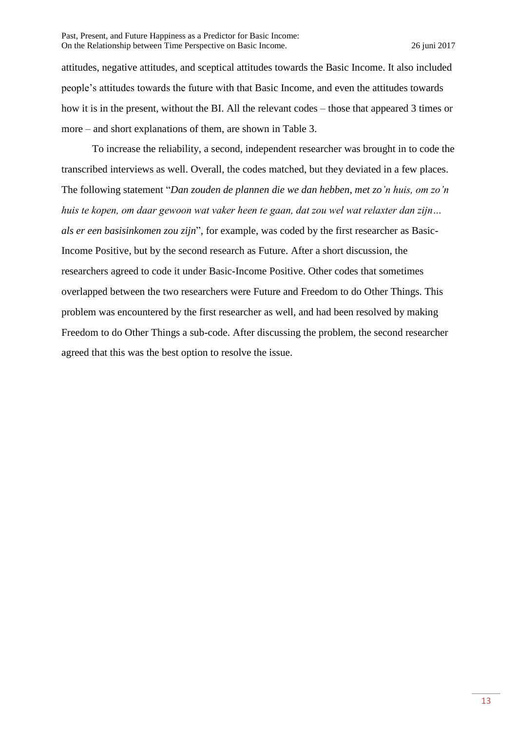attitudes, negative attitudes, and sceptical attitudes towards the Basic Income. It also included people's attitudes towards the future with that Basic Income, and even the attitudes towards how it is in the present, without the BI. All the relevant codes – those that appeared 3 times or more – and short explanations of them, are shown in Table 3.

To increase the reliability, a second, independent researcher was brought in to code the transcribed interviews as well. Overall, the codes matched, but they deviated in a few places. The following statement "*Dan zouden de plannen die we dan hebben, met zo'n huis, om zo'n huis te kopen, om daar gewoon wat vaker heen te gaan, dat zou wel wat relaxter dan zijn… als er een basisinkomen zou zijn*", for example, was coded by the first researcher as Basic-Income Positive, but by the second research as Future. After a short discussion, the researchers agreed to code it under Basic-Income Positive. Other codes that sometimes overlapped between the two researchers were Future and Freedom to do Other Things. This problem was encountered by the first researcher as well, and had been resolved by making Freedom to do Other Things a sub-code. After discussing the problem, the second researcher agreed that this was the best option to resolve the issue.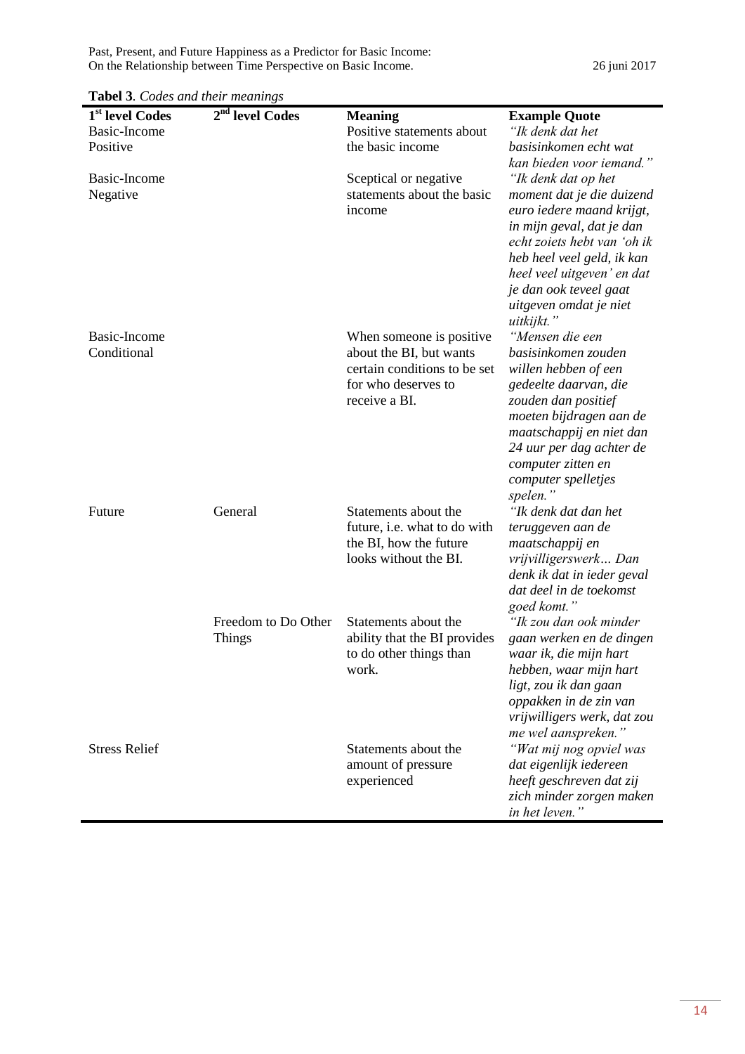**Tabel 3**. *Codes and their meanings*

| 1st level Codes | 2nd level Codes | Meaning | Example Quote |
|---|---|---|---|
| Basic-Income Positive | | Positive statements about the basic income | *"Ik denk dat het basisinkomen echt wat kan bieden voor iemand."* |
| Basic-Income Negative | | Sceptical or negative statements about the basic income | *"Ik denk dat op het moment dat je die duizend euro iedere maand krijgt, in mijn geval, dat je dan echt zoiets hebt van 'oh ik heb heel veel geld, ik kan heel veel uitgeven' en dat je dan ook teveel gaat uitgeven omdat je niet uitkijkt."* |
| Basic-Income Conditional | | When someone is positive about the BI, but wants certain conditions to be set for who deserves to receive a BI. | *"Mensen die een basisinkomen zouden willen hebben of een gedeelte daarvan, die zouden dan positief moeten bijdragen aan de maatschappij en niet dan 24 uur per dag achter de computer zitten en computer spelletjes spelen."* |
| Future | General | Statements about the future, i.e. what to do with the BI, how the future looks without the BI. | *"Ik denk dat dan het teruggeven aan de maatschappij en vrijvilligerswerk… Dan denk ik dat in ieder geval dat deel in de toekomst goed komt."* |
| | Freedom to Do Other Things | Statements about the ability that the BI provides to do other things than work. | *"Ik zou dan ook minder gaan werken en de dingen waar ik, die mijn hart hebben, waar mijn hart ligt, zou ik dan gaan oppakken in de zin van vrijwilligers werk, dat zou me wel aanspreken."* |
| Stress Relief | | Statements about the amount of pressure experienced | *"Wat mij nog opviel was dat eigenlijk iedereen heeft geschreven dat zij zich minder zorgen maken in het leven."* |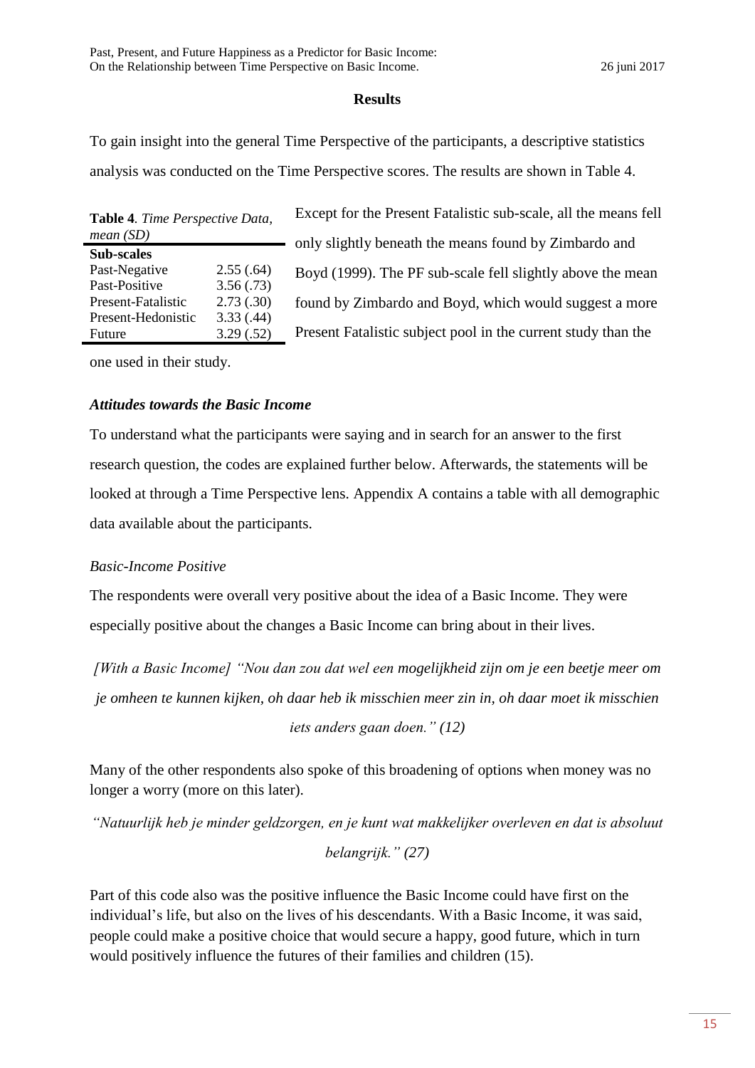## Results

To gain insight into the general Time Perspective of the participants, a descriptive statistics analysis was conducted on the Time Perspective scores. The results are shown in Table 4.

**Table 4**. *Time Perspective Data, mean (SD)*

| **Sub-scales** | |
|---|---|
| Past-Negative | 2.55 (.64) |
| Past-Positive | 3.56 (.73) |
| Present-Fatalistic | 2.73 (.30) |
| Present-Hedonistic | 3.33 (.44) |
| Future | 3.29 (.52) |

Except for the Present Fatalistic sub-scale, all the means fell only slightly beneath the means found by Zimbardo and Boyd (1999). The PF sub-scale fell slightly above the mean found by Zimbardo and Boyd, which would suggest a more Present Fatalistic subject pool in the current study than the one used in their study.

### *Attitudes towards the Basic Income*

To understand what the participants were saying and in search for an answer to the first research question, the codes are explained further below. Afterwards, the statements will be looked at through a Time Perspective lens. Appendix A contains a table with all demographic data available about the participants.

#### *Basic-Income Positive*

The respondents were overall very positive about the idea of a Basic Income. They were especially positive about the changes a Basic Income can bring about in their lives.

*[With a Basic Income] "Nou dan zou dat wel een mogelijkheid zijn om je een beetje meer om je omheen te kunnen kijken, oh daar heb ik misschien meer zin in, oh daar moet ik misschien iets anders gaan doen." (12)*

Many of the other respondents also spoke of this broadening of options when money was no longer a worry (more on this later).

*"Natuurlijk heb je minder geldzorgen, en je kunt wat makkelijker overleven en dat is absoluut belangrijk." (27)*

Part of this code also was the positive influence the Basic Income could have first on the individual's life, but also on the lives of his descendants. With a Basic Income, it was said, people could make a positive choice that would secure a happy, good future, which in turn would positively influence the futures of their families and children (15).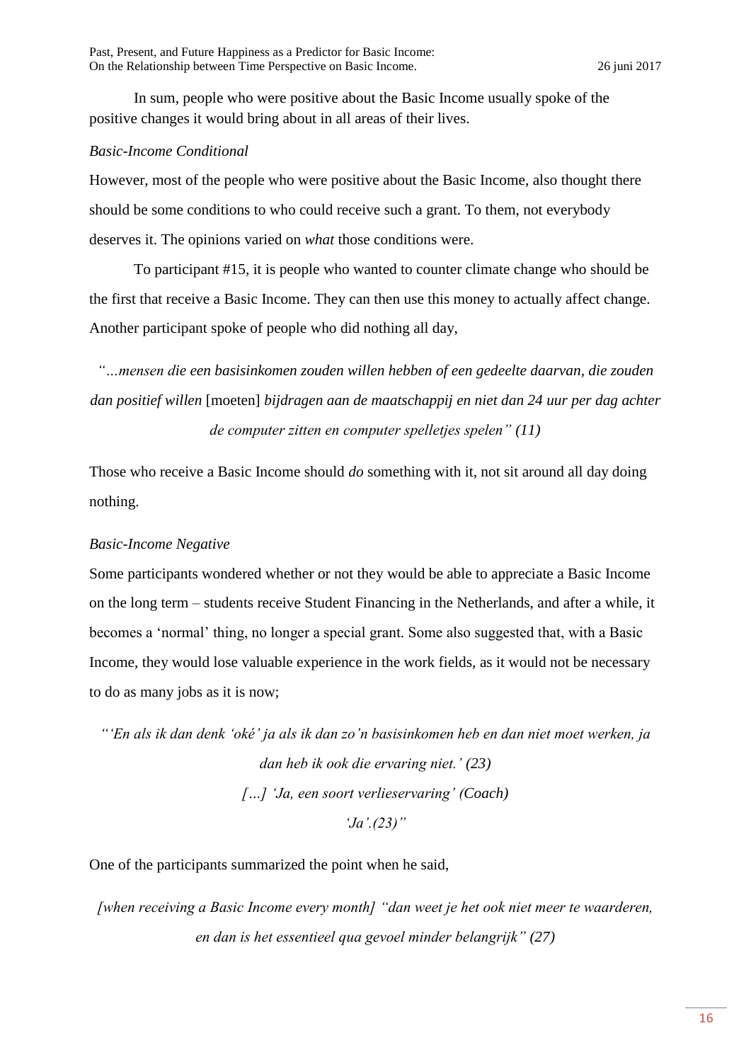In sum, people who were positive about the Basic Income usually spoke of the positive changes it would bring about in all areas of their lives.

*Basic-Income Conditional*

However, most of the people who were positive about the Basic Income, also thought there should be some conditions to who could receive such a grant. To them, not everybody deserves it. The opinions varied on *what* those conditions were.

To participant #15, it is people who wanted to counter climate change who should be the first that receive a Basic Income. They can then use this money to actually affect change. Another participant spoke of people who did nothing all day,

> *"…mensen die een basisinkomen zouden willen hebben of een gedeelte daarvan, die zouden dan positief willen* [moeten] *bijdragen aan de maatschappij en niet dan 24 uur per dag achter de computer zitten en computer spelletjes spelen" (11)*

Those who receive a Basic Income should *do* something with it, not sit around all day doing nothing.

*Basic-Income Negative*

Some participants wondered whether or not they would be able to appreciate a Basic Income on the long term – students receive Student Financing in the Netherlands, and after a while, it becomes a 'normal' thing, no longer a special grant. Some also suggested that, with a Basic Income, they would lose valuable experience in the work fields, as it would not be necessary to do as many jobs as it is now;

> *"'En als ik dan denk 'oké' ja als ik dan zo'n basisinkomen heb en dan niet moet werken, ja dan heb ik ook die ervaring niet.' (23)*
>
> *[…] 'Ja, een soort verlieservaring' (Coach)*
>
> *'Ja'.(23)"*

One of the participants summarized the point when he said,

> *[when receiving a Basic Income every month] "dan weet je het ook niet meer te waarderen, en dan is het essentieel qua gevoel minder belangrijk" (27)*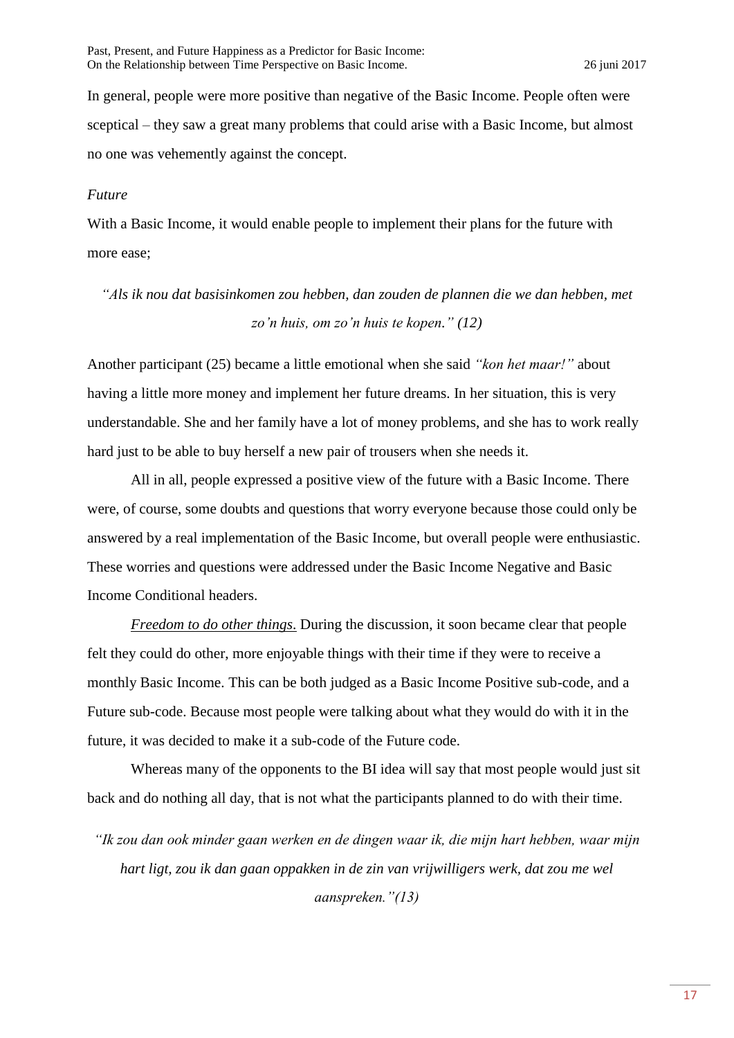In general, people were more positive than negative of the Basic Income. People often were sceptical – they saw a great many problems that could arise with a Basic Income, but almost no one was vehemently against the concept.

*Future*

With a Basic Income, it would enable people to implement their plans for the future with more ease;

*"Als ik nou dat basisinkomen zou hebben, dan zouden de plannen die we dan hebben, met zo'n huis, om zo'n huis te kopen." (12)*

Another participant (25) became a little emotional when she said *"kon het maar!"* about having a little more money and implement her future dreams. In her situation, this is very understandable. She and her family have a lot of money problems, and she has to work really hard just to be able to buy herself a new pair of trousers when she needs it.

All in all, people expressed a positive view of the future with a Basic Income. There were, of course, some doubts and questions that worry everyone because those could only be answered by a real implementation of the Basic Income, but overall people were enthusiastic. These worries and questions were addressed under the Basic Income Negative and Basic Income Conditional headers.

*Freedom to do other things*. During the discussion, it soon became clear that people felt they could do other, more enjoyable things with their time if they were to receive a monthly Basic Income. This can be both judged as a Basic Income Positive sub-code, and a Future sub-code. Because most people were talking about what they would do with it in the future, it was decided to make it a sub-code of the Future code.

Whereas many of the opponents to the BI idea will say that most people would just sit back and do nothing all day, that is not what the participants planned to do with their time.

*"Ik zou dan ook minder gaan werken en de dingen waar ik, die mijn hart hebben, waar mijn hart ligt, zou ik dan gaan oppakken in de zin van vrijwilligers werk, dat zou me wel aanspreken."(13)*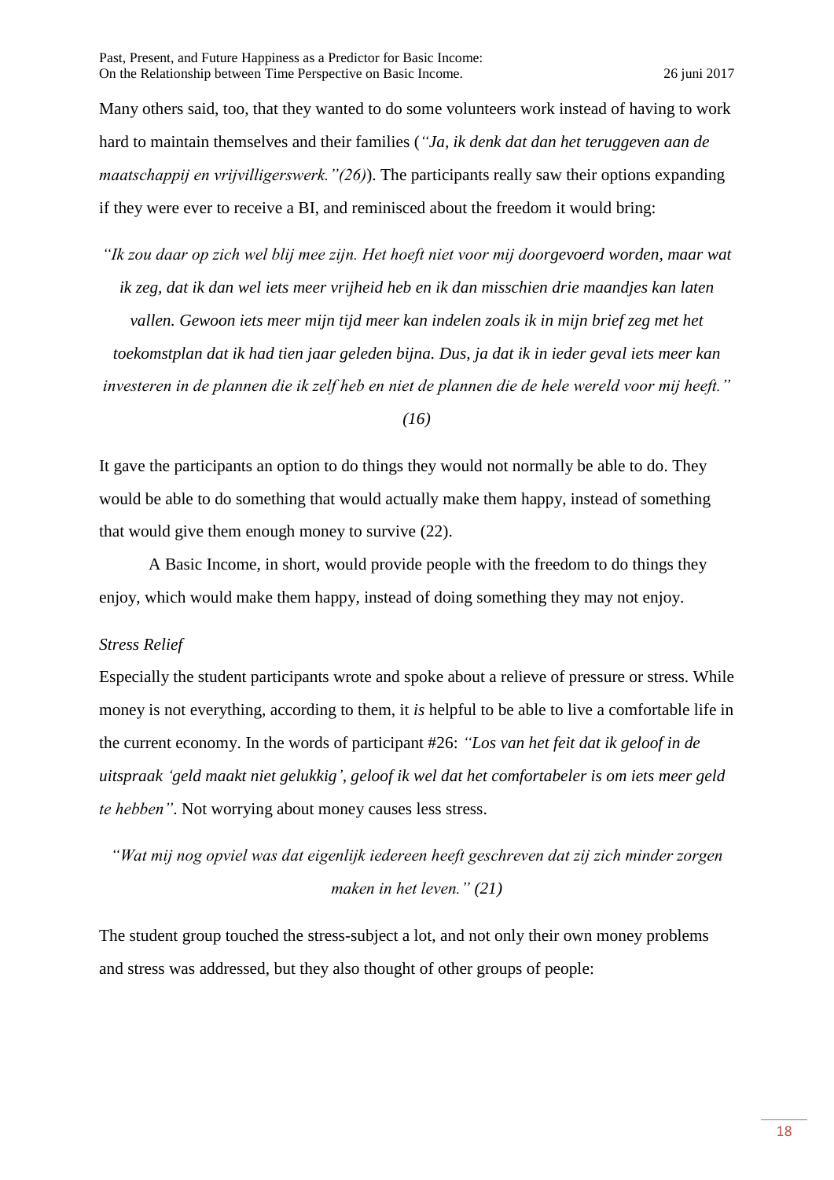Many others said, too, that they wanted to do some volunteers work instead of having to work hard to maintain themselves and their families (*"Ja, ik denk dat dan het teruggeven aan de maatschappij en vrijvilligerswerk."(26)*). The participants really saw their options expanding if they were ever to receive a BI, and reminisced about the freedom it would bring:

> *"Ik zou daar op zich wel blij mee zijn. Het hoeft niet voor mij doorgevoerd worden, maar wat ik zeg, dat ik dan wel iets meer vrijheid heb en ik dan misschien drie maandjes kan laten vallen. Gewoon iets meer mijn tijd meer kan indelen zoals ik in mijn brief zeg met het toekomstplan dat ik had tien jaar geleden bijna. Dus, ja dat ik in ieder geval iets meer kan investeren in de plannen die ik zelf heb en niet de plannen die de hele wereld voor mij heeft." (16)*

It gave the participants an option to do things they would not normally be able to do. They would be able to do something that would actually make them happy, instead of something that would give them enough money to survive (22).

A Basic Income, in short, would provide people with the freedom to do things they enjoy, which would make them happy, instead of doing something they may not enjoy.

*Stress Relief*

Especially the student participants wrote and spoke about a relieve of pressure or stress. While money is not everything, according to them, it *is* helpful to be able to live a comfortable life in the current economy. In the words of participant #26: *"Los van het feit dat ik geloof in de uitspraak 'geld maakt niet gelukkig', geloof ik wel dat het comfortabeler is om iets meer geld te hebben"*. Not worrying about money causes less stress.

> *"Wat mij nog opviel was dat eigenlijk iedereen heeft geschreven dat zij zich minder zorgen maken in het leven." (21)*

The student group touched the stress-subject a lot, and not only their own money problems and stress was addressed, but they also thought of other groups of people: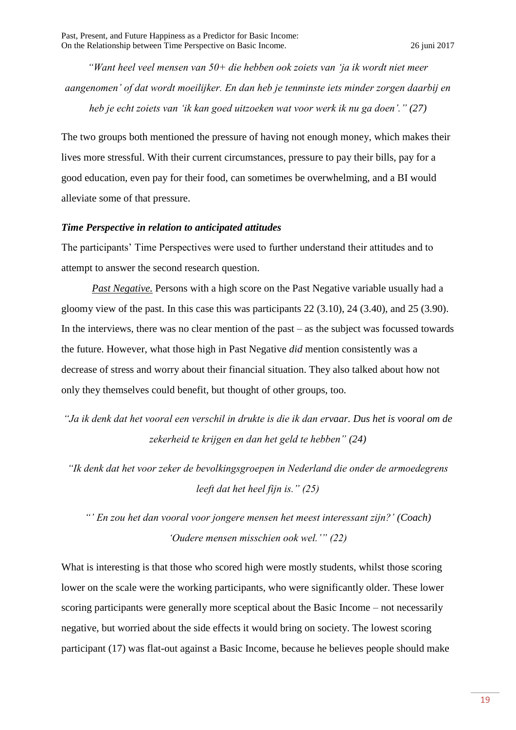*"Want heel veel mensen van 50+ die hebben ook zoiets van 'ja ik wordt niet meer aangenomen' of dat wordt moeilijker. En dan heb je tenminste iets minder zorgen daarbij en heb je echt zoiets van 'ik kan goed uitzoeken wat voor werk ik nu ga doen'." (27)*

The two groups both mentioned the pressure of having not enough money, which makes their lives more stressful. With their current circumstances, pressure to pay their bills, pay for a good education, even pay for their food, can sometimes be overwhelming, and a BI would alleviate some of that pressure.

### *Time Perspective in relation to anticipated attitudes*

The participants' Time Perspectives were used to further understand their attitudes and to attempt to answer the second research question.

*Past Negative.* Persons with a high score on the Past Negative variable usually had a gloomy view of the past. In this case this was participants 22 (3.10), 24 (3.40), and 25 (3.90). In the interviews, there was no clear mention of the past – as the subject was focussed towards the future. However, what those high in Past Negative *did* mention consistently was a decrease of stress and worry about their financial situation. They also talked about how not only they themselves could benefit, but thought of other groups, too.

*"Ja ik denk dat het vooral een verschil in drukte is die ik dan ervaar. Dus het is vooral om de zekerheid te krijgen en dan het geld te hebben" (24)*

*"Ik denk dat het voor zeker de bevolkingsgroepen in Nederland die onder de armoedegrens leeft dat het heel fijn is." (25)*

*"' En zou het dan vooral voor jongere mensen het meest interessant zijn?' (Coach) 'Oudere mensen misschien ook wel.'" (22)*

What is interesting is that those who scored high were mostly students, whilst those scoring lower on the scale were the working participants, who were significantly older. These lower scoring participants were generally more sceptical about the Basic Income – not necessarily negative, but worried about the side effects it would bring on society. The lowest scoring participant (17) was flat-out against a Basic Income, because he believes people should make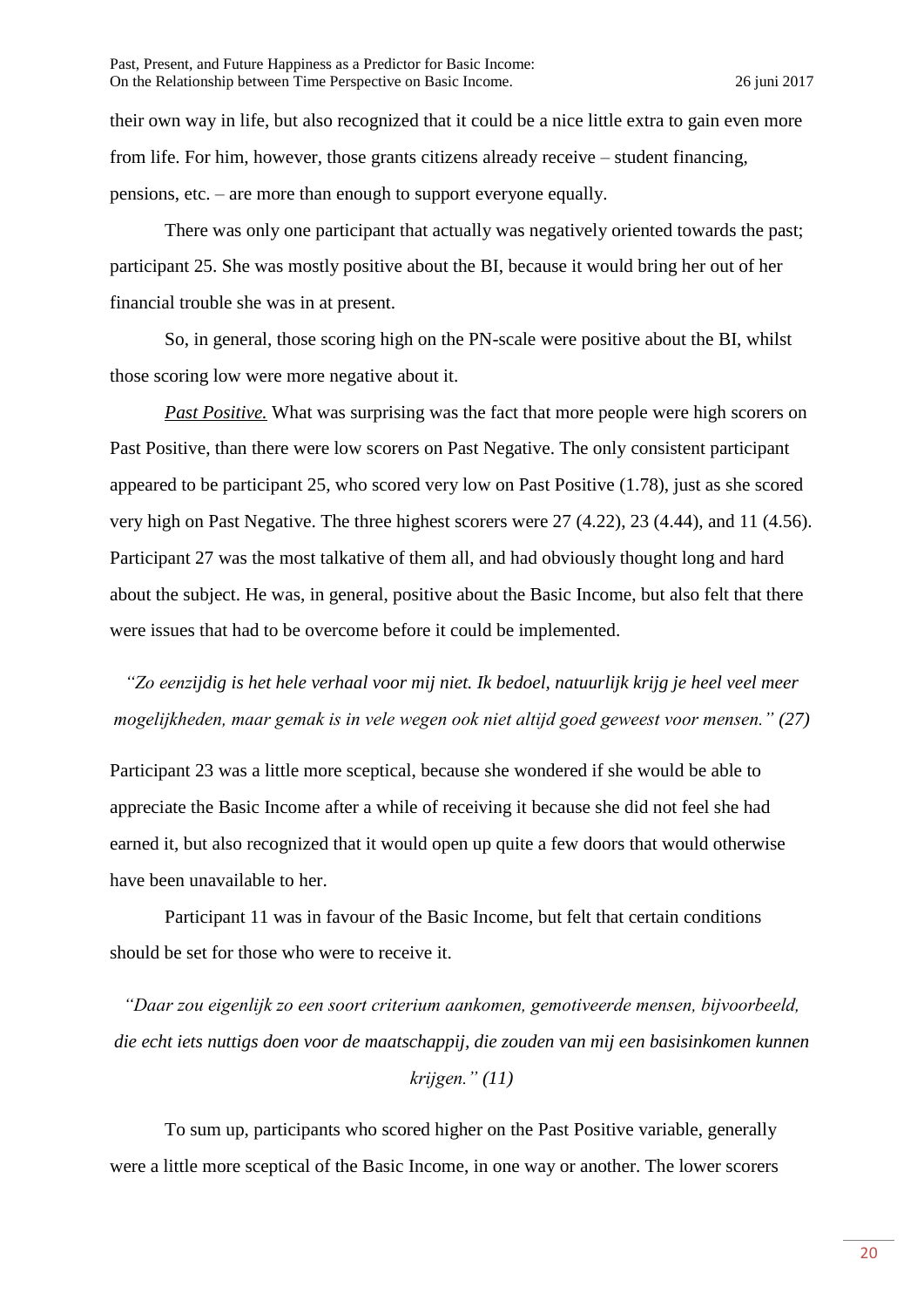their own way in life, but also recognized that it could be a nice little extra to gain even more from life. For him, however, those grants citizens already receive – student financing, pensions, etc. – are more than enough to support everyone equally.

There was only one participant that actually was negatively oriented towards the past; participant 25. She was mostly positive about the BI, because it would bring her out of her financial trouble she was in at present.

So, in general, those scoring high on the PN-scale were positive about the BI, whilst those scoring low were more negative about it.

*Past Positive.* What was surprising was the fact that more people were high scorers on Past Positive, than there were low scorers on Past Negative. The only consistent participant appeared to be participant 25, who scored very low on Past Positive (1.78), just as she scored very high on Past Negative. The three highest scorers were 27 (4.22), 23 (4.44), and 11 (4.56). Participant 27 was the most talkative of them all, and had obviously thought long and hard about the subject. He was, in general, positive about the Basic Income, but also felt that there were issues that had to be overcome before it could be implemented.

> *"Zo eenzijdig is het hele verhaal voor mij niet. Ik bedoel, natuurlijk krijg je heel veel meer mogelijkheden, maar gemak is in vele wegen ook niet altijd goed geweest voor mensen." (27)*

Participant 23 was a little more sceptical, because she wondered if she would be able to appreciate the Basic Income after a while of receiving it because she did not feel she had earned it, but also recognized that it would open up quite a few doors that would otherwise have been unavailable to her.

Participant 11 was in favour of the Basic Income, but felt that certain conditions should be set for those who were to receive it.

> *"Daar zou eigenlijk zo een soort criterium aankomen, gemotiveerde mensen, bijvoorbeeld, die echt iets nuttigs doen voor de maatschappij, die zouden van mij een basisinkomen kunnen krijgen." (11)*

To sum up, participants who scored higher on the Past Positive variable, generally were a little more sceptical of the Basic Income, in one way or another. The lower scorers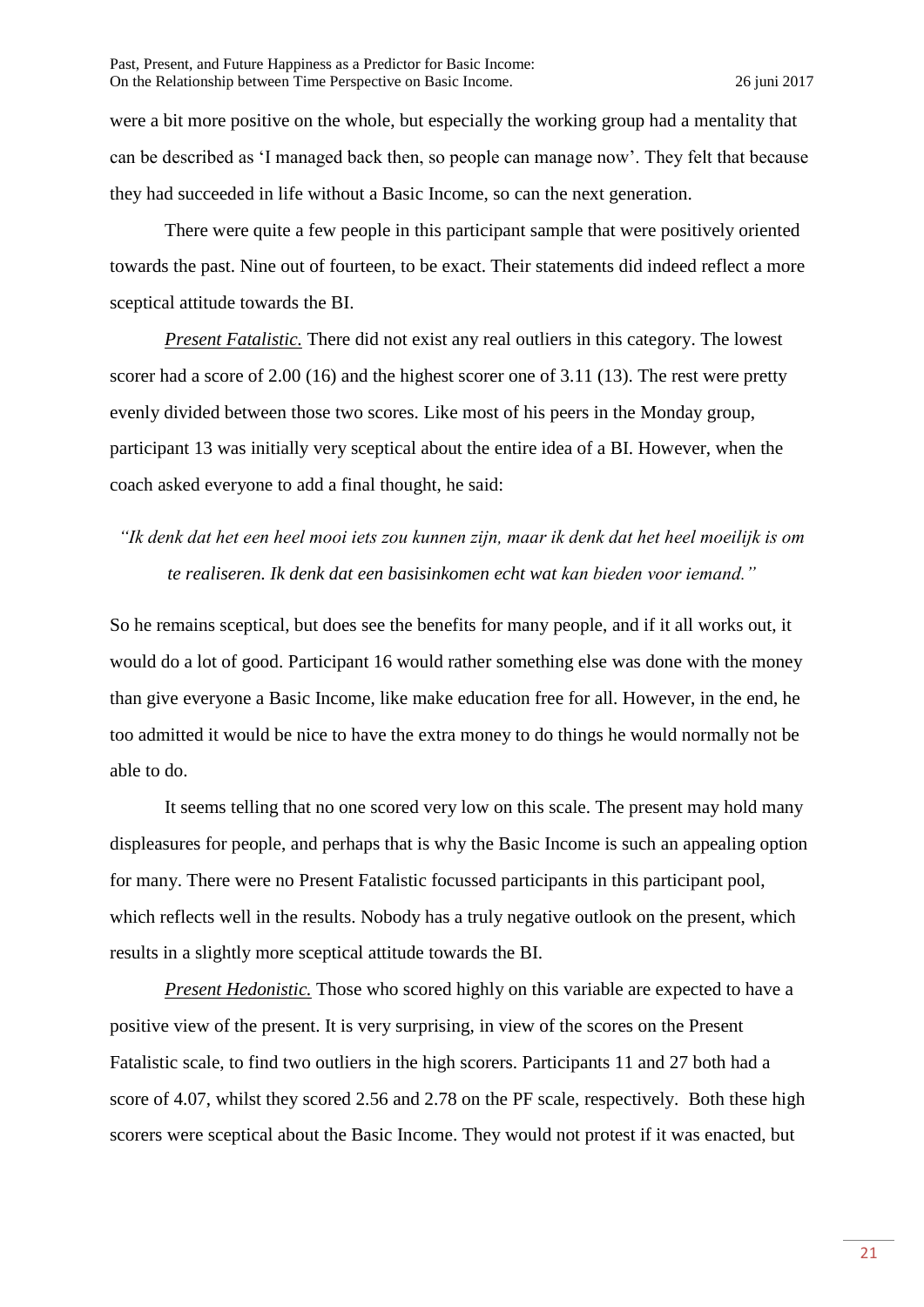were a bit more positive on the whole, but especially the working group had a mentality that can be described as 'I managed back then, so people can manage now'. They felt that because they had succeeded in life without a Basic Income, so can the next generation.

There were quite a few people in this participant sample that were positively oriented towards the past. Nine out of fourteen, to be exact. Their statements did indeed reflect a more sceptical attitude towards the BI.

***Present Fatalistic.*** There did not exist any real outliers in this category. The lowest scorer had a score of 2.00 (16) and the highest scorer one of 3.11 (13). The rest were pretty evenly divided between those two scores. Like most of his peers in the Monday group, participant 13 was initially very sceptical about the entire idea of a BI. However, when the coach asked everyone to add a final thought, he said:

> *"Ik denk dat het een heel mooi iets zou kunnen zijn, maar ik denk dat het heel moeilijk is om te realiseren. Ik denk dat een basisinkomen echt wat kan bieden voor iemand."*

So he remains sceptical, but does see the benefits for many people, and if it all works out, it would do a lot of good. Participant 16 would rather something else was done with the money than give everyone a Basic Income, like make education free for all. However, in the end, he too admitted it would be nice to have the extra money to do things he would normally not be able to do.

It seems telling that no one scored very low on this scale. The present may hold many displeasures for people, and perhaps that is why the Basic Income is such an appealing option for many. There were no Present Fatalistic focussed participants in this participant pool, which reflects well in the results. Nobody has a truly negative outlook on the present, which results in a slightly more sceptical attitude towards the BI.

***Present Hedonistic.*** Those who scored highly on this variable are expected to have a positive view of the present. It is very surprising, in view of the scores on the Present Fatalistic scale, to find two outliers in the high scorers. Participants 11 and 27 both had a score of 4.07, whilst they scored 2.56 and 2.78 on the PF scale, respectively. Both these high scorers were sceptical about the Basic Income. They would not protest if it was enacted, but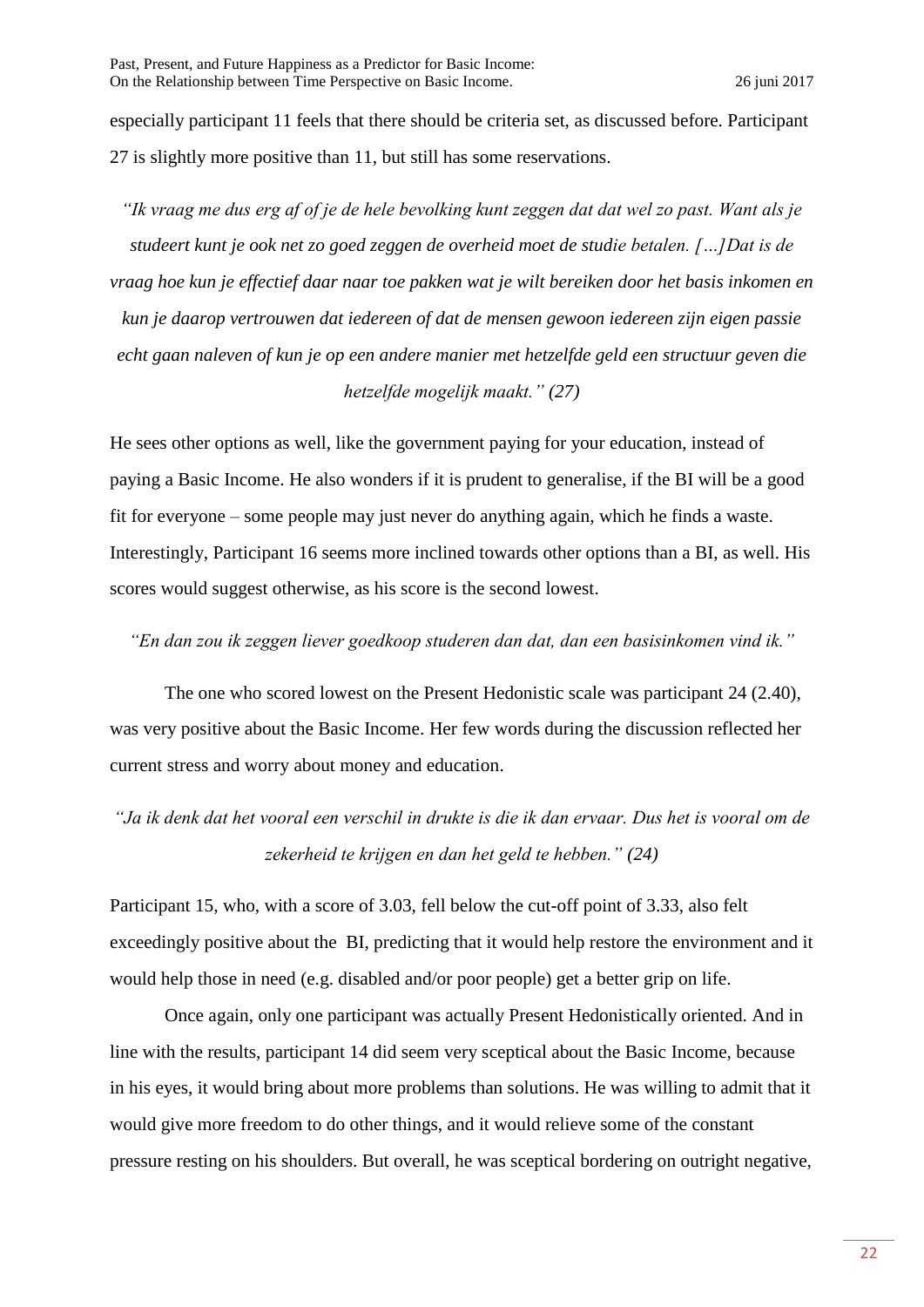especially participant 11 feels that there should be criteria set, as discussed before. Participant 27 is slightly more positive than 11, but still has some reservations.

*"Ik vraag me dus erg af of je de hele bevolking kunt zeggen dat dat wel zo past. Want als je studeert kunt je ook net zo goed zeggen de overheid moet de studie betalen. […]Dat is de vraag hoe kun je effectief daar naar toe pakken wat je wilt bereiken door het basis inkomen en kun je daarop vertrouwen dat iedereen of dat de mensen gewoon iedereen zijn eigen passie echt gaan naleven of kun je op een andere manier met hetzelfde geld een structuur geven die hetzelfde mogelijk maakt." (27)*

He sees other options as well, like the government paying for your education, instead of paying a Basic Income. He also wonders if it is prudent to generalise, if the BI will be a good fit for everyone – some people may just never do anything again, which he finds a waste. Interestingly, Participant 16 seems more inclined towards other options than a BI, as well. His scores would suggest otherwise, as his score is the second lowest.

*"En dan zou ik zeggen liever goedkoop studeren dan dat, dan een basisinkomen vind ik."*

The one who scored lowest on the Present Hedonistic scale was participant 24 (2.40), was very positive about the Basic Income. Her few words during the discussion reflected her current stress and worry about money and education.

*"Ja ik denk dat het vooral een verschil in drukte is die ik dan ervaar. Dus het is vooral om de zekerheid te krijgen en dan het geld te hebben." (24)*

Participant 15, who, with a score of 3.03, fell below the cut-off point of 3.33, also felt exceedingly positive about the BI, predicting that it would help restore the environment and it would help those in need (e.g. disabled and/or poor people) get a better grip on life.

Once again, only one participant was actually Present Hedonistically oriented. And in line with the results, participant 14 did seem very sceptical about the Basic Income, because in his eyes, it would bring about more problems than solutions. He was willing to admit that it would give more freedom to do other things, and it would relieve some of the constant pressure resting on his shoulders. But overall, he was sceptical bordering on outright negative,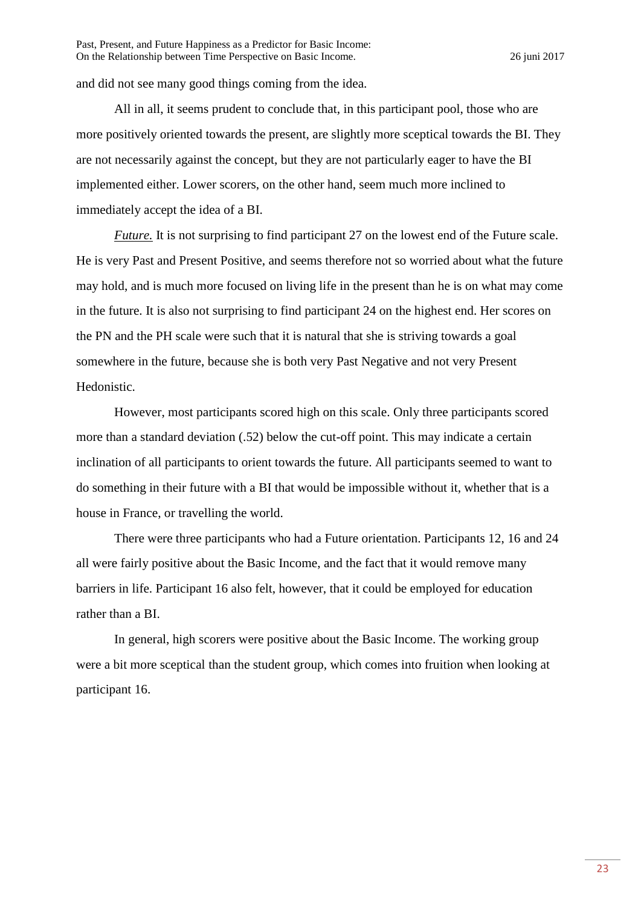and did not see many good things coming from the idea.

All in all, it seems prudent to conclude that, in this participant pool, those who are more positively oriented towards the present, are slightly more sceptical towards the BI. They are not necessarily against the concept, but they are not particularly eager to have the BI implemented either. Lower scorers, on the other hand, seem much more inclined to immediately accept the idea of a BI.

*Future.* It is not surprising to find participant 27 on the lowest end of the Future scale. He is very Past and Present Positive, and seems therefore not so worried about what the future may hold, and is much more focused on living life in the present than he is on what may come in the future. It is also not surprising to find participant 24 on the highest end. Her scores on the PN and the PH scale were such that it is natural that she is striving towards a goal somewhere in the future, because she is both very Past Negative and not very Present Hedonistic.

However, most participants scored high on this scale. Only three participants scored more than a standard deviation (.52) below the cut-off point. This may indicate a certain inclination of all participants to orient towards the future. All participants seemed to want to do something in their future with a BI that would be impossible without it, whether that is a house in France, or travelling the world.

There were three participants who had a Future orientation. Participants 12, 16 and 24 all were fairly positive about the Basic Income, and the fact that it would remove many barriers in life. Participant 16 also felt, however, that it could be employed for education rather than a BI.

In general, high scorers were positive about the Basic Income. The working group were a bit more sceptical than the student group, which comes into fruition when looking at participant 16.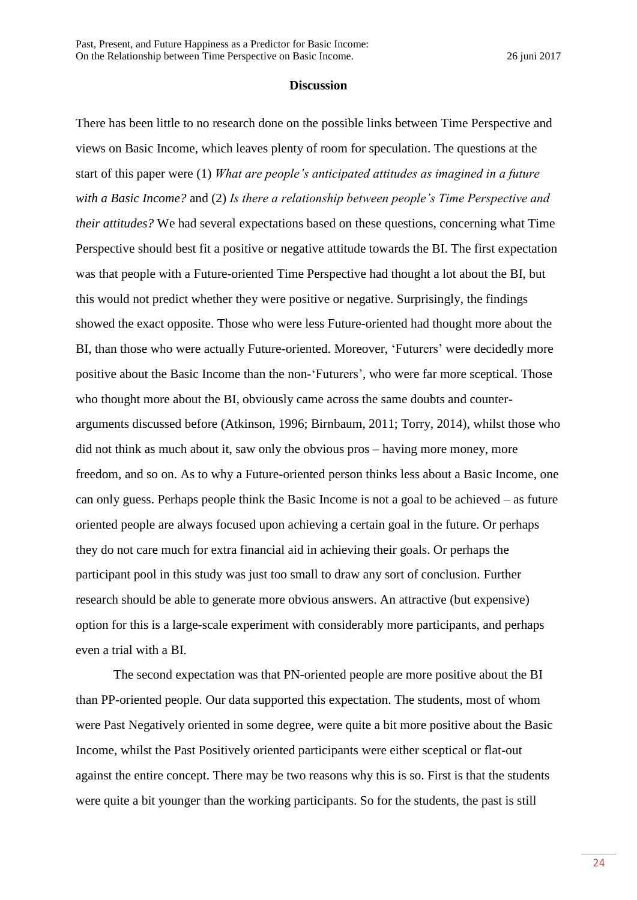## Discussion

There has been little to no research done on the possible links between Time Perspective and views on Basic Income, which leaves plenty of room for speculation. The questions at the start of this paper were (1) *What are people's anticipated attitudes as imagined in a future with a Basic Income?* and (2) *Is there a relationship between people's Time Perspective and their attitudes?* We had several expectations based on these questions, concerning what Time Perspective should best fit a positive or negative attitude towards the BI. The first expectation was that people with a Future-oriented Time Perspective had thought a lot about the BI, but this would not predict whether they were positive or negative. Surprisingly, the findings showed the exact opposite. Those who were less Future-oriented had thought more about the BI, than those who were actually Future-oriented. Moreover, 'Futurers' were decidedly more positive about the Basic Income than the non-'Futurers', who were far more sceptical. Those who thought more about the BI, obviously came across the same doubts and counter-arguments discussed before (Atkinson, 1996; Birnbaum, 2011; Torry, 2014), whilst those who did not think as much about it, saw only the obvious pros – having more money, more freedom, and so on. As to why a Future-oriented person thinks less about a Basic Income, one can only guess. Perhaps people think the Basic Income is not a goal to be achieved – as future oriented people are always focused upon achieving a certain goal in the future. Or perhaps they do not care much for extra financial aid in achieving their goals. Or perhaps the participant pool in this study was just too small to draw any sort of conclusion. Further research should be able to generate more obvious answers. An attractive (but expensive) option for this is a large-scale experiment with considerably more participants, and perhaps even a trial with a BI.

The second expectation was that PN-oriented people are more positive about the BI than PP-oriented people. Our data supported this expectation. The students, most of whom were Past Negatively oriented in some degree, were quite a bit more positive about the Basic Income, whilst the Past Positively oriented participants were either sceptical or flat-out against the entire concept. There may be two reasons why this is so. First is that the students were quite a bit younger than the working participants. So for the students, the past is still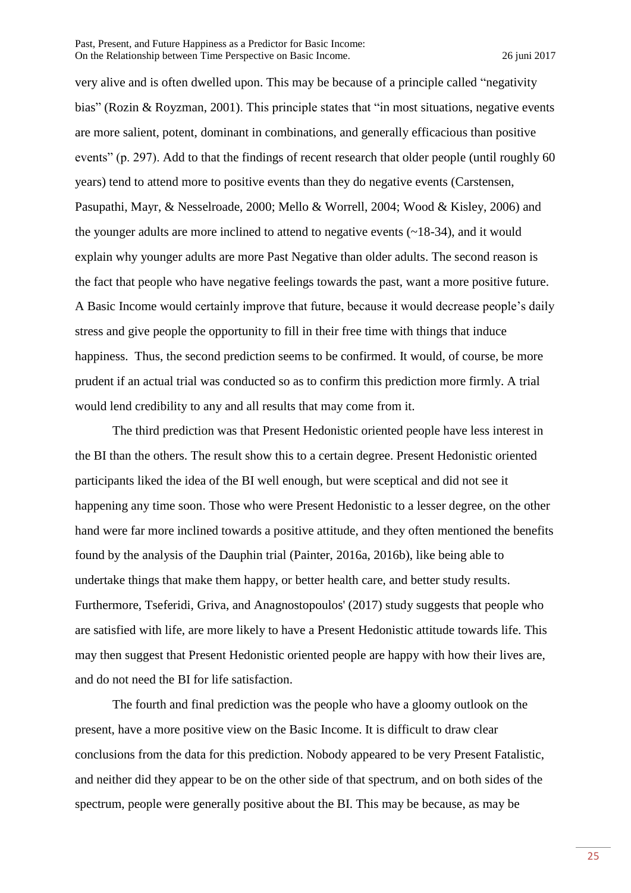very alive and is often dwelled upon. This may be because of a principle called "negativity bias" (Rozin & Royzman, 2001). This principle states that "in most situations, negative events are more salient, potent, dominant in combinations, and generally efficacious than positive events" (p. 297). Add to that the findings of recent research that older people (until roughly 60 years) tend to attend more to positive events than they do negative events (Carstensen, Pasupathi, Mayr, & Nesselroade, 2000; Mello & Worrell, 2004; Wood & Kisley, 2006) and the younger adults are more inclined to attend to negative events (~18-34), and it would explain why younger adults are more Past Negative than older adults. The second reason is the fact that people who have negative feelings towards the past, want a more positive future. A Basic Income would certainly improve that future, because it would decrease people's daily stress and give people the opportunity to fill in their free time with things that induce happiness. Thus, the second prediction seems to be confirmed. It would, of course, be more prudent if an actual trial was conducted so as to confirm this prediction more firmly. A trial would lend credibility to any and all results that may come from it.

The third prediction was that Present Hedonistic oriented people have less interest in the BI than the others. The result show this to a certain degree. Present Hedonistic oriented participants liked the idea of the BI well enough, but were sceptical and did not see it happening any time soon. Those who were Present Hedonistic to a lesser degree, on the other hand were far more inclined towards a positive attitude, and they often mentioned the benefits found by the analysis of the Dauphin trial (Painter, 2016a, 2016b), like being able to undertake things that make them happy, or better health care, and better study results. Furthermore, Tseferidi, Griva, and Anagnostopoulos' (2017) study suggests that people who are satisfied with life, are more likely to have a Present Hedonistic attitude towards life. This may then suggest that Present Hedonistic oriented people are happy with how their lives are, and do not need the BI for life satisfaction.

The fourth and final prediction was the people who have a gloomy outlook on the present, have a more positive view on the Basic Income. It is difficult to draw clear conclusions from the data for this prediction. Nobody appeared to be very Present Fatalistic, and neither did they appear to be on the other side of that spectrum, and on both sides of the spectrum, people were generally positive about the BI. This may be because, as may be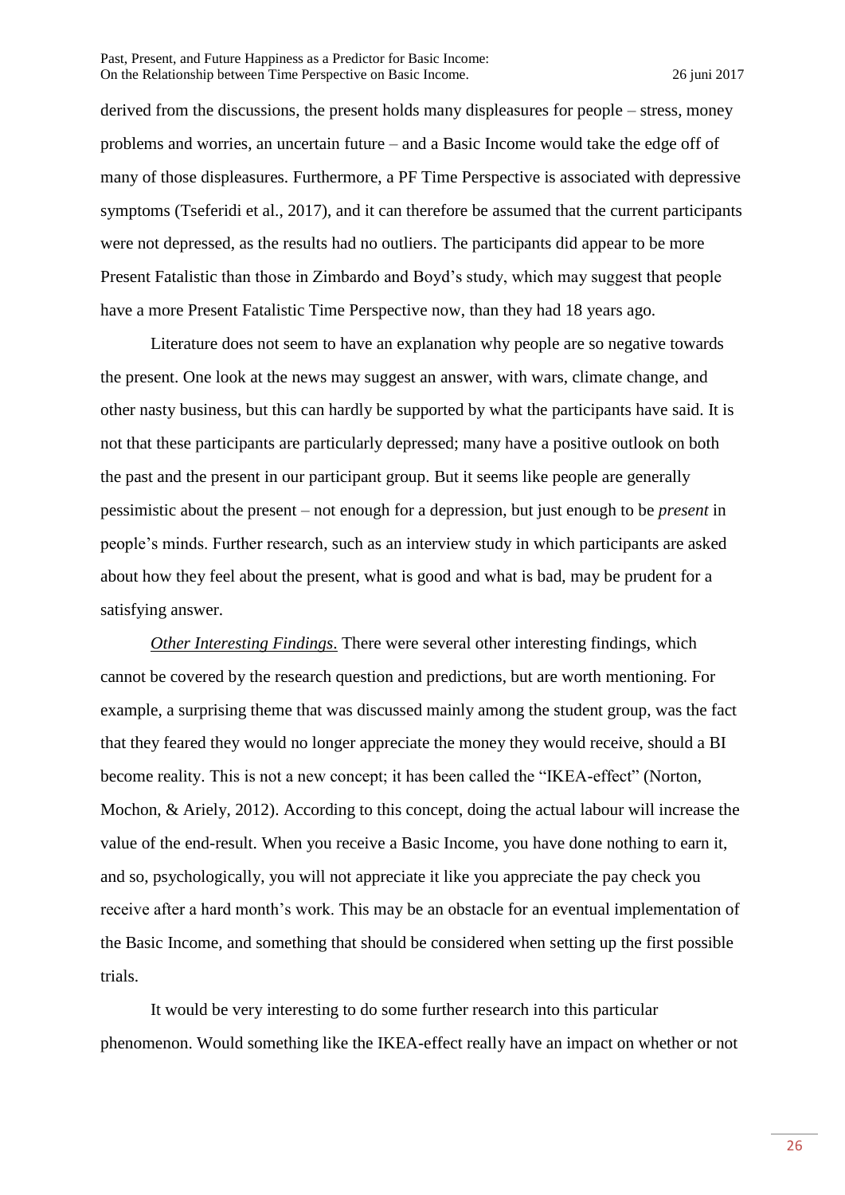derived from the discussions, the present holds many displeasures for people – stress, money problems and worries, an uncertain future – and a Basic Income would take the edge off of many of those displeasures. Furthermore, a PF Time Perspective is associated with depressive symptoms (Tseferidi et al., 2017), and it can therefore be assumed that the current participants were not depressed, as the results had no outliers. The participants did appear to be more Present Fatalistic than those in Zimbardo and Boyd's study, which may suggest that people have a more Present Fatalistic Time Perspective now, than they had 18 years ago.

Literature does not seem to have an explanation why people are so negative towards the present. One look at the news may suggest an answer, with wars, climate change, and other nasty business, but this can hardly be supported by what the participants have said. It is not that these participants are particularly depressed; many have a positive outlook on both the past and the present in our participant group. But it seems like people are generally pessimistic about the present – not enough for a depression, but just enough to be *present* in people's minds. Further research, such as an interview study in which participants are asked about how they feel about the present, what is good and what is bad, may be prudent for a satisfying answer.

*Other Interesting Findings.* There were several other interesting findings, which cannot be covered by the research question and predictions, but are worth mentioning. For example, a surprising theme that was discussed mainly among the student group, was the fact that they feared they would no longer appreciate the money they would receive, should a BI become reality. This is not a new concept; it has been called the "IKEA-effect" (Norton, Mochon, & Ariely, 2012). According to this concept, doing the actual labour will increase the value of the end-result. When you receive a Basic Income, you have done nothing to earn it, and so, psychologically, you will not appreciate it like you appreciate the pay check you receive after a hard month's work. This may be an obstacle for an eventual implementation of the Basic Income, and something that should be considered when setting up the first possible trials.

It would be very interesting to do some further research into this particular phenomenon. Would something like the IKEA-effect really have an impact on whether or not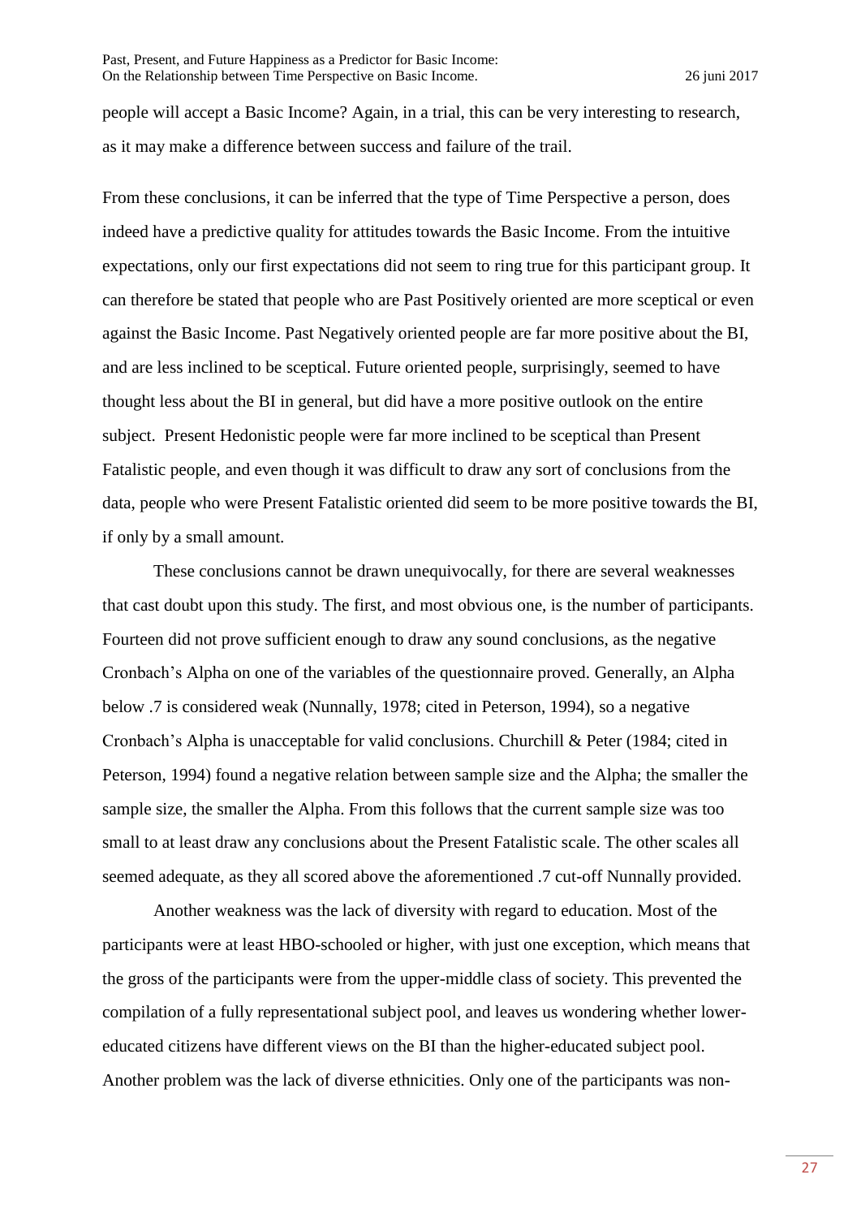people will accept a Basic Income? Again, in a trial, this can be very interesting to research, as it may make a difference between success and failure of the trail.

From these conclusions, it can be inferred that the type of Time Perspective a person, does indeed have a predictive quality for attitudes towards the Basic Income. From the intuitive expectations, only our first expectations did not seem to ring true for this participant group. It can therefore be stated that people who are Past Positively oriented are more sceptical or even against the Basic Income. Past Negatively oriented people are far more positive about the BI, and are less inclined to be sceptical. Future oriented people, surprisingly, seemed to have thought less about the BI in general, but did have a more positive outlook on the entire subject. Present Hedonistic people were far more inclined to be sceptical than Present Fatalistic people, and even though it was difficult to draw any sort of conclusions from the data, people who were Present Fatalistic oriented did seem to be more positive towards the BI, if only by a small amount.

These conclusions cannot be drawn unequivocally, for there are several weaknesses that cast doubt upon this study. The first, and most obvious one, is the number of participants. Fourteen did not prove sufficient enough to draw any sound conclusions, as the negative Cronbach's Alpha on one of the variables of the questionnaire proved. Generally, an Alpha below .7 is considered weak (Nunnally, 1978; cited in Peterson, 1994), so a negative Cronbach's Alpha is unacceptable for valid conclusions. Churchill & Peter (1984; cited in Peterson, 1994) found a negative relation between sample size and the Alpha; the smaller the sample size, the smaller the Alpha. From this follows that the current sample size was too small to at least draw any conclusions about the Present Fatalistic scale. The other scales all seemed adequate, as they all scored above the aforementioned .7 cut-off Nunnally provided.

Another weakness was the lack of diversity with regard to education. Most of the participants were at least HBO-schooled or higher, with just one exception, which means that the gross of the participants were from the upper-middle class of society. This prevented the compilation of a fully representational subject pool, and leaves us wondering whether lower-educated citizens have different views on the BI than the higher-educated subject pool. Another problem was the lack of diverse ethnicities. Only one of the participants was non-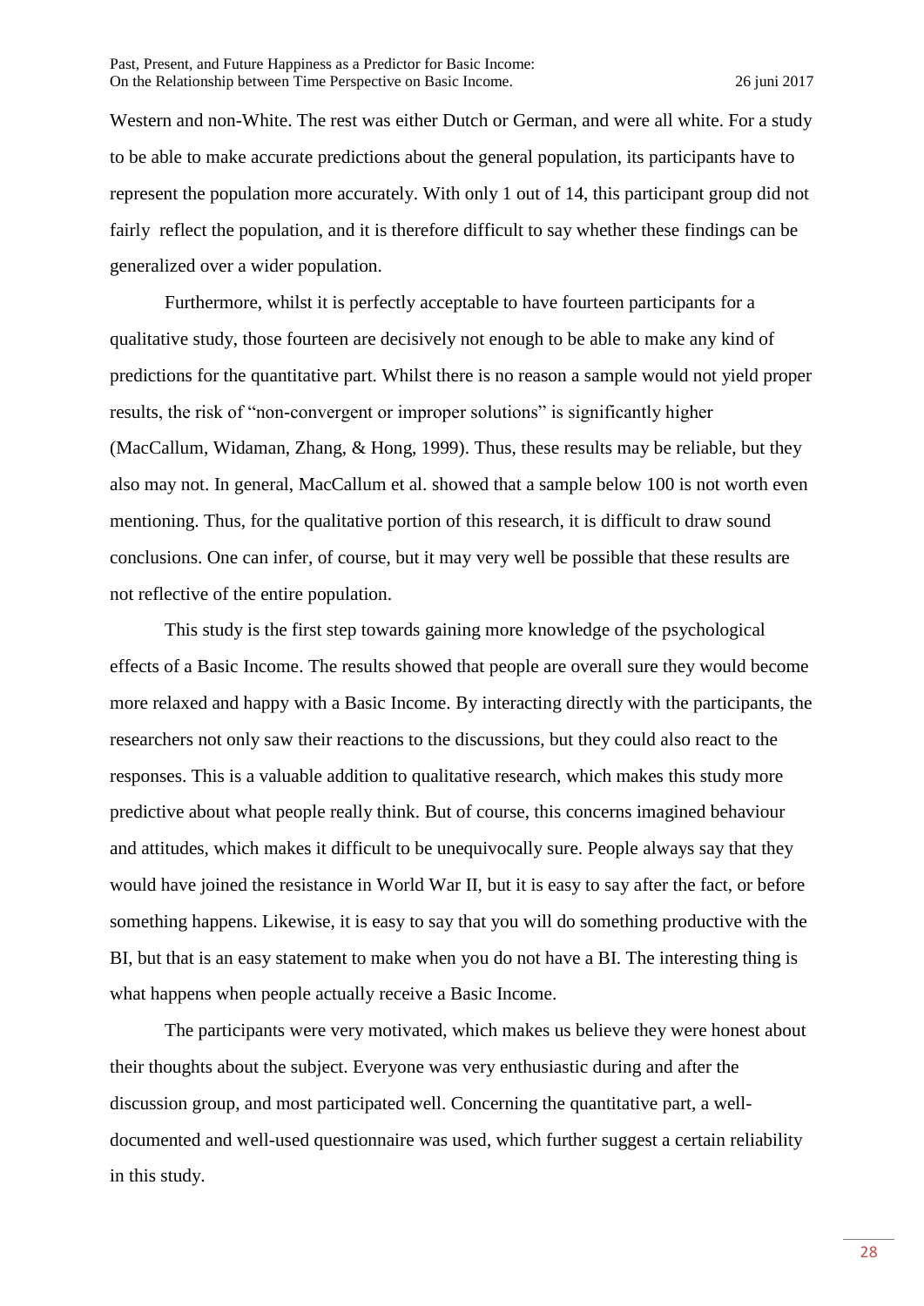Western and non-White. The rest was either Dutch or German, and were all white. For a study to be able to make accurate predictions about the general population, its participants have to represent the population more accurately. With only 1 out of 14, this participant group did not fairly reflect the population, and it is therefore difficult to say whether these findings can be generalized over a wider population.

Furthermore, whilst it is perfectly acceptable to have fourteen participants for a qualitative study, those fourteen are decisively not enough to be able to make any kind of predictions for the quantitative part. Whilst there is no reason a sample would not yield proper results, the risk of "non-convergent or improper solutions" is significantly higher (MacCallum, Widaman, Zhang, & Hong, 1999). Thus, these results may be reliable, but they also may not. In general, MacCallum et al. showed that a sample below 100 is not worth even mentioning. Thus, for the qualitative portion of this research, it is difficult to draw sound conclusions. One can infer, of course, but it may very well be possible that these results are not reflective of the entire population.

This study is the first step towards gaining more knowledge of the psychological effects of a Basic Income. The results showed that people are overall sure they would become more relaxed and happy with a Basic Income. By interacting directly with the participants, the researchers not only saw their reactions to the discussions, but they could also react to the responses. This is a valuable addition to qualitative research, which makes this study more predictive about what people really think. But of course, this concerns imagined behaviour and attitudes, which makes it difficult to be unequivocally sure. People always say that they would have joined the resistance in World War II, but it is easy to say after the fact, or before something happens. Likewise, it is easy to say that you will do something productive with the BI, but that is an easy statement to make when you do not have a BI. The interesting thing is what happens when people actually receive a Basic Income.

The participants were very motivated, which makes us believe they were honest about their thoughts about the subject. Everyone was very enthusiastic during and after the discussion group, and most participated well. Concerning the quantitative part, a well-documented and well-used questionnaire was used, which further suggest a certain reliability in this study.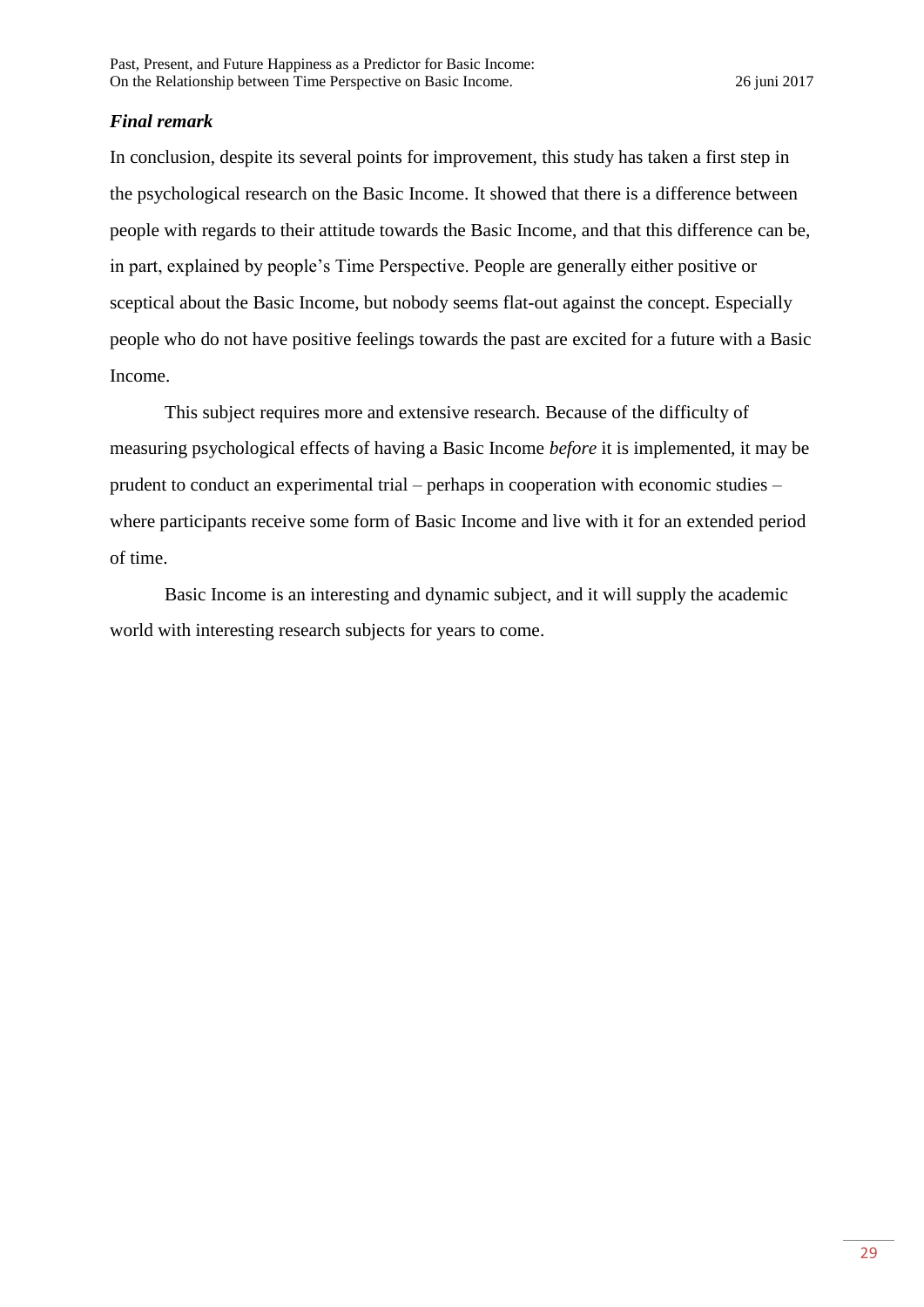### *Final remark*

In conclusion, despite its several points for improvement, this study has taken a first step in the psychological research on the Basic Income. It showed that there is a difference between people with regards to their attitude towards the Basic Income, and that this difference can be, in part, explained by people's Time Perspective. People are generally either positive or sceptical about the Basic Income, but nobody seems flat-out against the concept. Especially people who do not have positive feelings towards the past are excited for a future with a Basic Income.

This subject requires more and extensive research. Because of the difficulty of measuring psychological effects of having a Basic Income *before* it is implemented, it may be prudent to conduct an experimental trial – perhaps in cooperation with economic studies – where participants receive some form of Basic Income and live with it for an extended period of time.

Basic Income is an interesting and dynamic subject, and it will supply the academic world with interesting research subjects for years to come.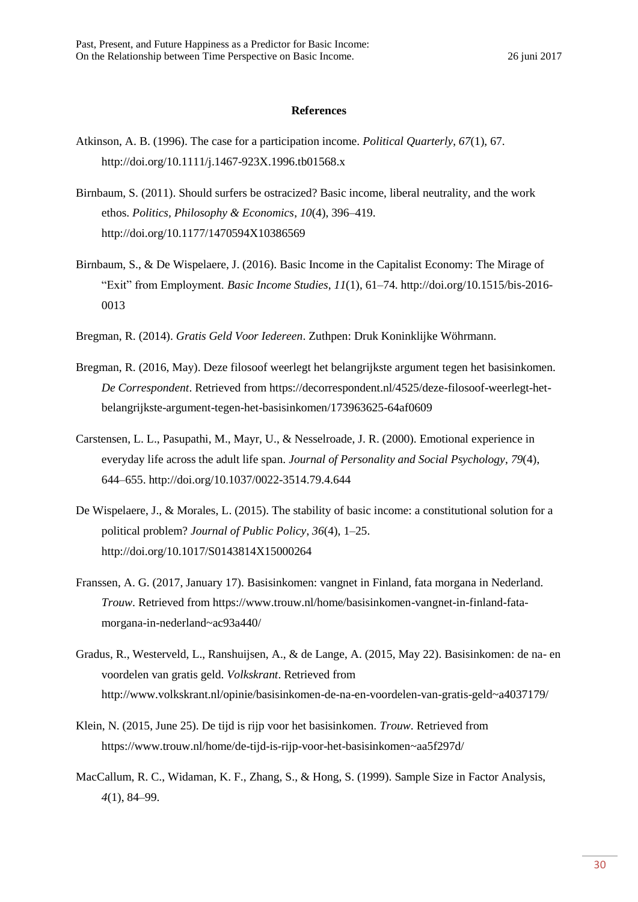**References**

Atkinson, A. B. (1996). The case for a participation income. *Political Quarterly*, *67*(1), 67. http://doi.org/10.1111/j.1467-923X.1996.tb01568.x

Birnbaum, S. (2011). Should surfers be ostracized? Basic income, liberal neutrality, and the work ethos. *Politics, Philosophy & Economics*, *10*(4), 396–419. http://doi.org/10.1177/1470594X10386569

Birnbaum, S., & De Wispelaere, J. (2016). Basic Income in the Capitalist Economy: The Mirage of "Exit" from Employment. *Basic Income Studies*, *11*(1), 61–74. http://doi.org/10.1515/bis-2016-0013

Bregman, R. (2014). *Gratis Geld Voor Iedereen*. Zuthpen: Druk Koninklijke Wöhrmann.

Bregman, R. (2016, May). Deze filosoof weerlegt het belangrijkste argument tegen het basisinkomen. *De Correspondent*. Retrieved from https://decorrespondent.nl/4525/deze-filosoof-weerlegt-het-belangrijkste-argument-tegen-het-basisinkomen/173963625-64af0609

Carstensen, L. L., Pasupathi, M., Mayr, U., & Nesselroade, J. R. (2000). Emotional experience in everyday life across the adult life span. *Journal of Personality and Social Psychology*, *79*(4), 644–655. http://doi.org/10.1037/0022-3514.79.4.644

De Wispelaere, J., & Morales, L. (2015). The stability of basic income: a constitutional solution for a political problem? *Journal of Public Policy*, *36*(4), 1–25. http://doi.org/10.1017/S0143814X15000264

Franssen, A. G. (2017, January 17). Basisinkomen: vangnet in Finland, fata morgana in Nederland. *Trouw*. Retrieved from https://www.trouw.nl/home/basisinkomen-vangnet-in-finland-fata-morgana-in-nederland~ac93a440/

Gradus, R., Westerveld, L., Ranshuijsen, A., & de Lange, A. (2015, May 22). Basisinkomen: de na- en voordelen van gratis geld. *Volkskrant*. Retrieved from http://www.volkskrant.nl/opinie/basisinkomen-de-na-en-voordelen-van-gratis-geld~a4037179/

Klein, N. (2015, June 25). De tijd is rijp voor het basisinkomen. *Trouw*. Retrieved from https://www.trouw.nl/home/de-tijd-is-rijp-voor-het-basisinkomen~aa5f297d/

MacCallum, R. C., Widaman, K. F., Zhang, S., & Hong, S. (1999). Sample Size in Factor Analysis, *4*(1), 84–99.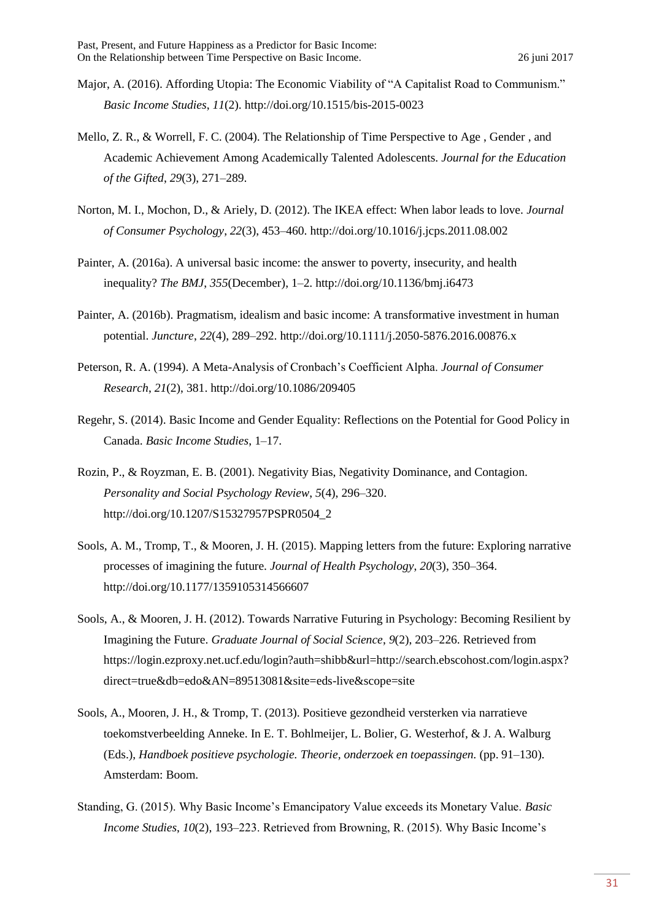Major, A. (2016). Affording Utopia: The Economic Viability of "A Capitalist Road to Communism." *Basic Income Studies*, *11*(2). http://doi.org/10.1515/bis-2015-0023

Mello, Z. R., & Worrell, F. C. (2004). The Relationship of Time Perspective to Age , Gender , and Academic Achievement Among Academically Talented Adolescents. *Journal for the Education of the Gifted*, *29*(3), 271–289.

Norton, M. I., Mochon, D., & Ariely, D. (2012). The IKEA effect: When labor leads to love. *Journal of Consumer Psychology*, *22*(3), 453–460. http://doi.org/10.1016/j.jcps.2011.08.002

Painter, A. (2016a). A universal basic income: the answer to poverty, insecurity, and health inequality? *The BMJ*, *355*(December), 1–2. http://doi.org/10.1136/bmj.i6473

Painter, A. (2016b). Pragmatism, idealism and basic income: A transformative investment in human potential. *Juncture*, *22*(4), 289–292. http://doi.org/10.1111/j.2050-5876.2016.00876.x

Peterson, R. A. (1994). A Meta-Analysis of Cronbach's Coefficient Alpha. *Journal of Consumer Research*, *21*(2), 381. http://doi.org/10.1086/209405

Regehr, S. (2014). Basic Income and Gender Equality: Reflections on the Potential for Good Policy in Canada. *Basic Income Studies*, 1–17.

Rozin, P., & Royzman, E. B. (2001). Negativity Bias, Negativity Dominance, and Contagion. *Personality and Social Psychology Review*, *5*(4), 296–320. http://doi.org/10.1207/S15327957PSPR0504_2

Sools, A. M., Tromp, T., & Mooren, J. H. (2015). Mapping letters from the future: Exploring narrative processes of imagining the future. *Journal of Health Psychology*, *20*(3), 350–364. http://doi.org/10.1177/1359105314566607

Sools, A., & Mooren, J. H. (2012). Towards Narrative Futuring in Psychology: Becoming Resilient by Imagining the Future. *Graduate Journal of Social Science*, *9*(2), 203–226. Retrieved from https://login.ezproxy.net.ucf.edu/login?auth=shibb&url=http://search.ebscohost.com/login.aspx?direct=true&db=edo&AN=89513081&site=eds-live&scope=site

Sools, A., Mooren, J. H., & Tromp, T. (2013). Positieve gezondheid versterken via narratieve toekomstverbeelding Anneke. In E. T. Bohlmeijer, L. Bolier, G. Westerhof, & J. A. Walburg (Eds.), *Handboek positieve psychologie. Theorie, onderzoek en toepassingen.* (pp. 91–130). Amsterdam: Boom.

Standing, G. (2015). Why Basic Income's Emancipatory Value exceeds its Monetary Value. *Basic Income Studies*, *10*(2), 193–223. Retrieved from Browning, R. (2015). Why Basic Income's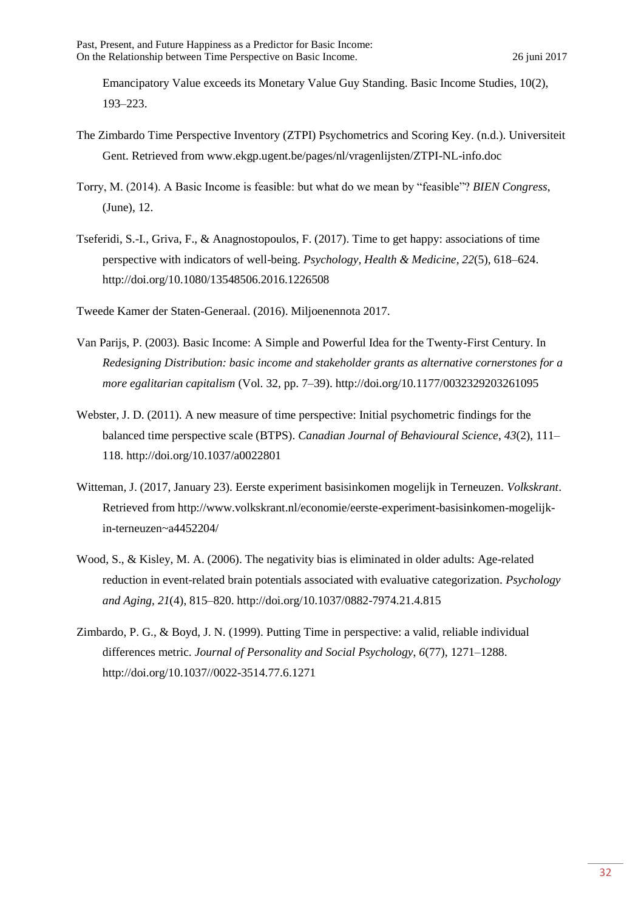Emancipatory Value exceeds its Monetary Value Guy Standing. Basic Income Studies, 10(2), 193–223.

The Zimbardo Time Perspective Inventory (ZTPI) Psychometrics and Scoring Key. (n.d.). Universiteit Gent. Retrieved from www.ekgp.ugent.be/pages/nl/vragenlijsten/ZTPI-NL-info.doc

Torry, M. (2014). A Basic Income is feasible: but what do we mean by "feasible"? *BIEN Congress*, (June), 12.

Tseferidi, S.-I., Griva, F., & Anagnostopoulos, F. (2017). Time to get happy: associations of time perspective with indicators of well-being. *Psychology, Health & Medicine*, *22*(5), 618–624. http://doi.org/10.1080/13548506.2016.1226508

Tweede Kamer der Staten-Generaal. (2016). Miljoenennota 2017.

Van Parijs, P. (2003). Basic Income: A Simple and Powerful Idea for the Twenty-First Century. In *Redesigning Distribution: basic income and stakeholder grants as alternative cornerstones for a more egalitarian capitalism* (Vol. 32, pp. 7–39). http://doi.org/10.1177/0032329203261095

Webster, J. D. (2011). A new measure of time perspective: Initial psychometric findings for the balanced time perspective scale (BTPS). *Canadian Journal of Behavioural Science*, *43*(2), 111–118. http://doi.org/10.1037/a0022801

Witteman, J. (2017, January 23). Eerste experiment basisinkomen mogelijk in Terneuzen. *Volkskrant*. Retrieved from http://www.volkskrant.nl/economie/eerste-experiment-basisinkomen-mogelijk-in-terneuzen~a4452204/

Wood, S., & Kisley, M. A. (2006). The negativity bias is eliminated in older adults: Age-related reduction in event-related brain potentials associated with evaluative categorization. *Psychology and Aging*, *21*(4), 815–820. http://doi.org/10.1037/0882-7974.21.4.815

Zimbardo, P. G., & Boyd, J. N. (1999). Putting Time in perspective: a valid, reliable individual differences metric. *Journal of Personality and Social Psychology*, *6*(77), 1271–1288. http://doi.org/10.1037//0022-3514.77.6.1271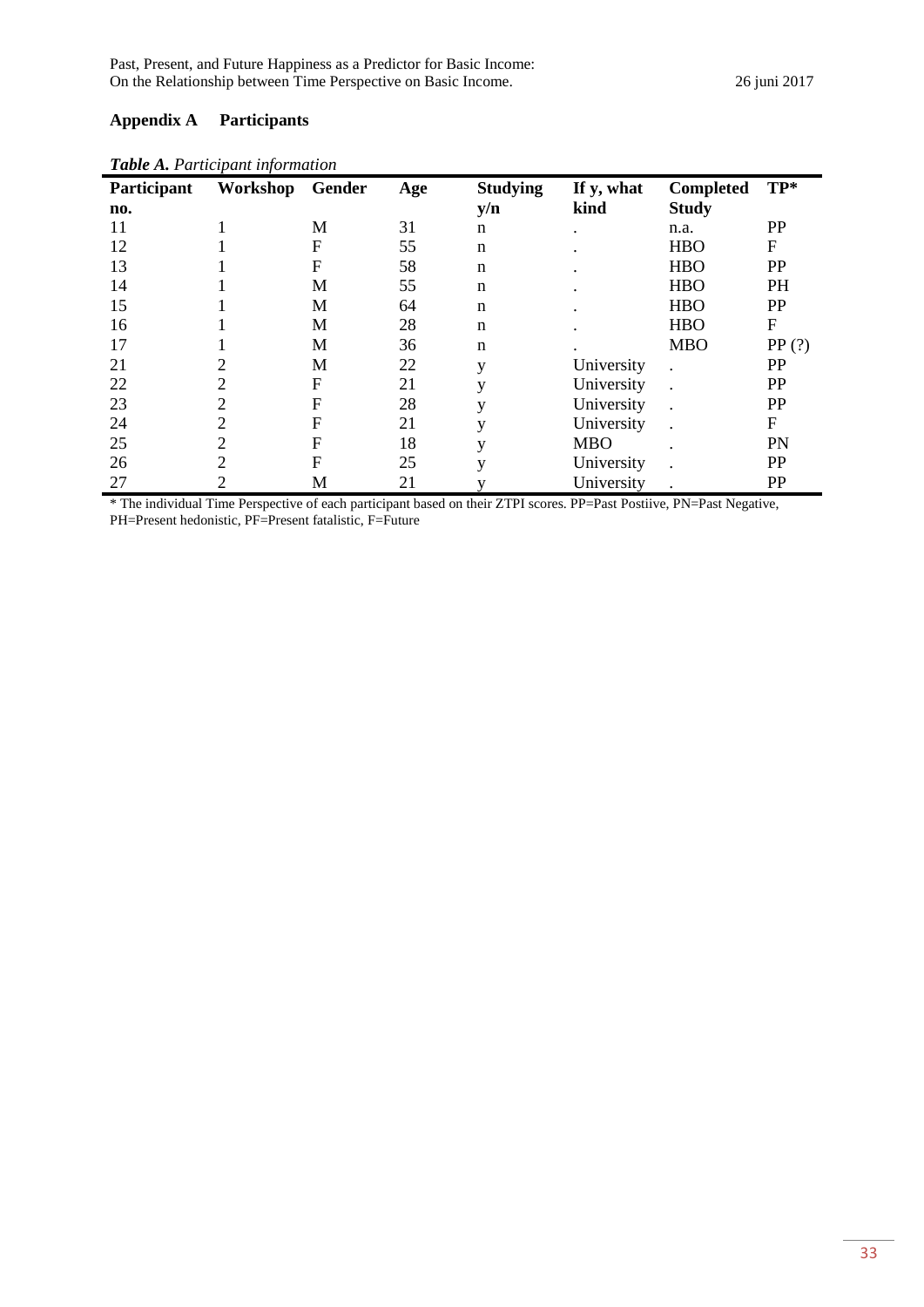## Appendix A Participants

***Table A.*** *Participant information*

| Participant no. | Workshop | Gender | Age | Studying y/n | If y, what kind | Completed Study | TP* |
|---|---|---|---|---|---|---|---|
| 11 | 1 | M | 31 | n | . | n.a. | PP |
| 12 | 1 | F | 55 | n | . | HBO | F |
| 13 | 1 | F | 58 | n | . | HBO | PP |
| 14 | 1 | M | 55 | n | . | HBO | PH |
| 15 | 1 | M | 64 | n | . | HBO | PP |
| 16 | 1 | M | 28 | n | . | HBO | F |
| 17 | 1 | M | 36 | n | . | MBO | PP (?) |
| 21 | 2 | M | 22 | y | University | . | PP |
| 22 | 2 | F | 21 | y | University | . | PP |
| 23 | 2 | F | 28 | y | University | . | PP |
| 24 | 2 | F | 21 | y | University | . | F |
| 25 | 2 | F | 18 | y | MBO | . | PN |
| 26 | 2 | F | 25 | y | University | . | PP |
| 27 | 2 | M | 21 | y | University | . | PP |

* The individual Time Perspective of each participant based on their ZTPI scores. PP=Past Postiive, PN=Past Negative, PH=Present hedonistic, PF=Present fatalistic, F=Future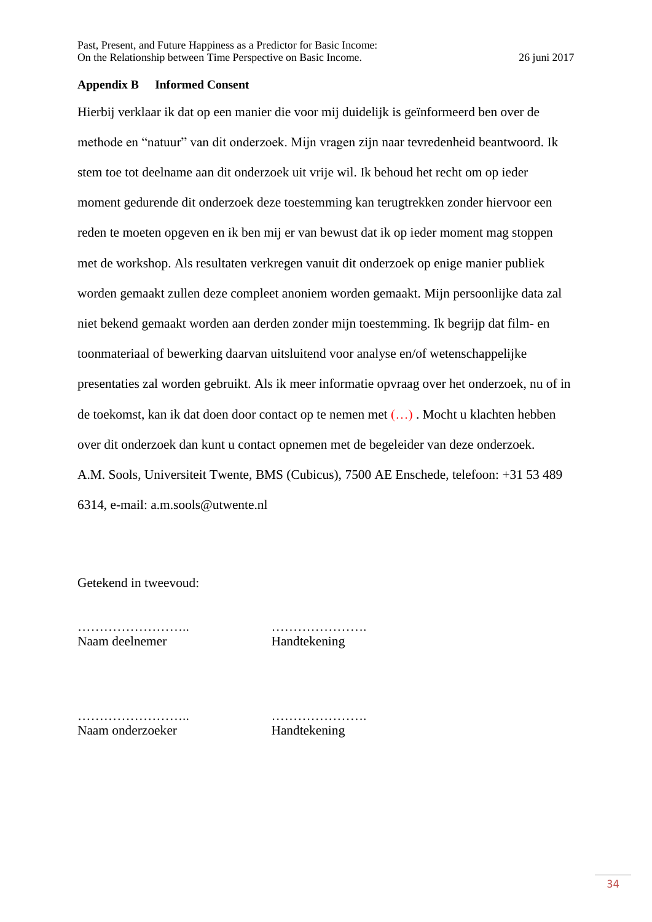## Appendix B Informed Consent

Hierbij verklaar ik dat op een manier die voor mij duidelijk is geïnformeerd ben over de methode en "natuur" van dit onderzoek. Mijn vragen zijn naar tevredenheid beantwoord. Ik stem toe tot deelname aan dit onderzoek uit vrije wil. Ik behoud het recht om op ieder moment gedurende dit onderzoek deze toestemming kan terugtrekken zonder hiervoor een reden te moeten opgeven en ik ben mij er van bewust dat ik op ieder moment mag stoppen met de workshop. Als resultaten verkregen vanuit dit onderzoek op enige manier publiek worden gemaakt zullen deze compleet anoniem worden gemaakt. Mijn persoonlijke data zal niet bekend gemaakt worden aan derden zonder mijn toestemming. Ik begrijp dat film- en toonmateriaal of bewerking daarvan uitsluitend voor analyse en/of wetenschappelijke presentaties zal worden gebruikt. Als ik meer informatie opvraag over het onderzoek, nu of in de toekomst, kan ik dat doen door contact op te nemen met (…) . Mocht u klachten hebben over dit onderzoek dan kunt u contact opnemen met de begeleider van deze onderzoek. A.M. Sools, Universiteit Twente, BMS (Cubicus), 7500 AE Enschede, telefoon: +31 53 489 6314, e-mail: a.m.sools@utwente.nl

Getekend in tweevoud:

| …………………….. | …………………. |
|---|---|
| Naam deelnemer | Handtekening |

| …………………….. | …………………. |
|---|---|
| Naam onderzoeker | Handtekening |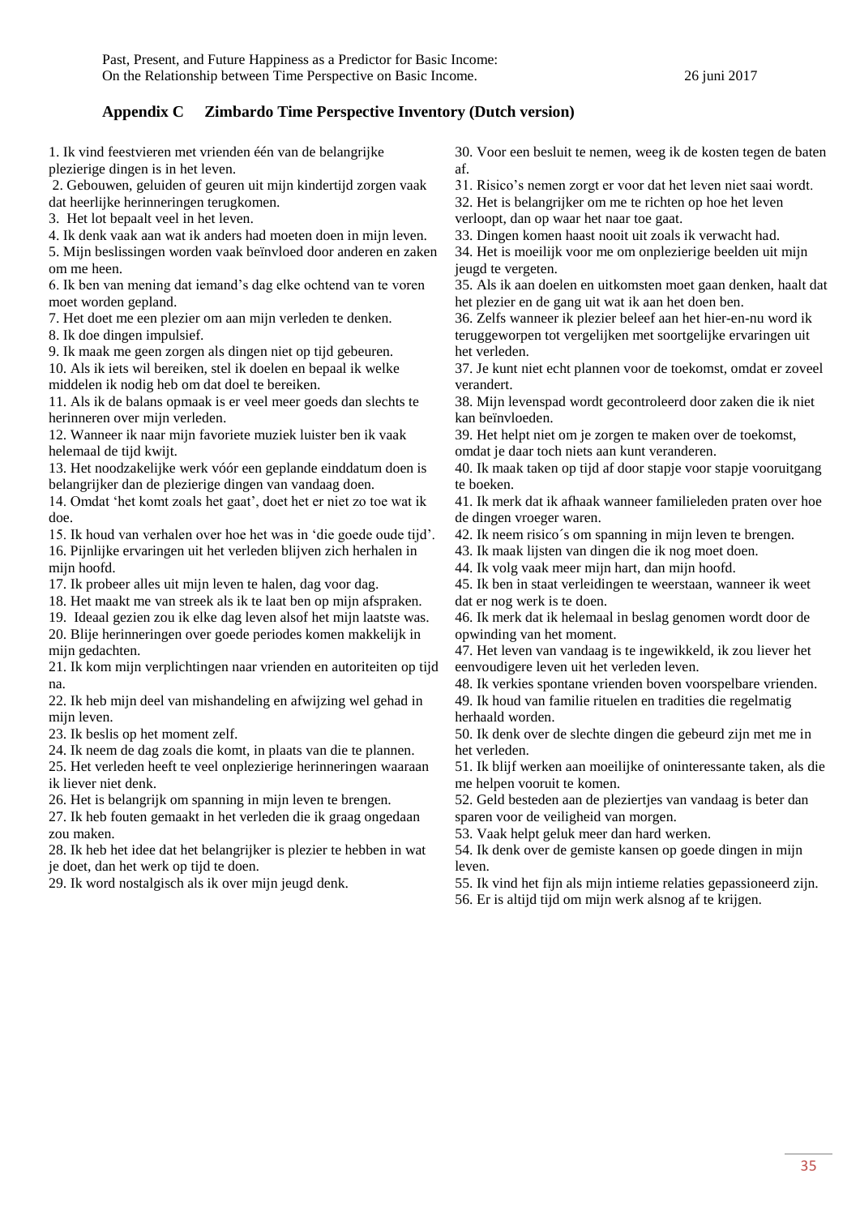## Appendix C Zimbardo Time Perspective Inventory (Dutch version)

1. Ik vind feestvieren met vrienden één van de belangrijke plezierige dingen is in het leven.
2. Gebouwen, geluiden of geuren uit mijn kindertijd zorgen vaak dat heerlijke herinneringen terugkomen.
3. Het lot bepaalt veel in het leven.
4. Ik denk vaak aan wat ik anders had moeten doen in mijn leven.
5. Mijn beslissingen worden vaak beïnvloed door anderen en zaken om me heen.
6. Ik ben van mening dat iemand's dag elke ochtend van te voren moet worden gepland.
7. Het doet me een plezier om aan mijn verleden te denken.
8. Ik doe dingen impulsief.
9. Ik maak me geen zorgen als dingen niet op tijd gebeuren.
10. Als ik iets wil bereiken, stel ik doelen en bepaal ik welke middelen ik nodig heb om dat doel te bereiken.
11. Als ik de balans opmaak is er veel meer goeds dan slechts te herinneren over mijn verleden.
12. Wanneer ik naar mijn favoriete muziek luister ben ik vaak helemaal de tijd kwijt.
13. Het noodzakelijke werk vóór een geplande einddatum doen is belangrijker dan de plezierige dingen van vandaag doen.
14. Omdat 'het komt zoals het gaat', doet het er niet zo toe wat ik doe.
15. Ik houd van verhalen over hoe het was in 'die goede oude tijd'.
16. Pijnlijke ervaringen uit het verleden blijven zich herhalen in mijn hoofd.
17. Ik probeer alles uit mijn leven te halen, dag voor dag.
18. Het maakt me van streek als ik te laat ben op mijn afspraken.
19. Ideaal gezien zou ik elke dag leven alsof het mijn laatste was.
20. Blije herinneringen over goede periodes komen makkelijk in mijn gedachten.
21. Ik kom mijn verplichtingen naar vrienden en autoriteiten op tijd na.
22. Ik heb mijn deel van mishandeling en afwijzing wel gehad in mijn leven.
23. Ik beslis op het moment zelf.
24. Ik neem de dag zoals die komt, in plaats van die te plannen.
25. Het verleden heeft te veel onplezierige herinneringen waaraan ik liever niet denk.
26. Het is belangrijk om spanning in mijn leven te brengen.
27. Ik heb fouten gemaakt in het verleden die ik graag ongedaan zou maken.
28. Ik heb het idee dat het belangrijker is plezier te hebben in wat je doet, dan het werk op tijd te doen.
29. Ik word nostalgisch als ik over mijn jeugd denk.
30. Voor een besluit te nemen, weeg ik de kosten tegen de baten af.
31. Risico's nemen zorgt er voor dat het leven niet saai wordt.
32. Het is belangrijker om me te richten op hoe het leven verloopt, dan op waar het naar toe gaat.
33. Dingen komen haast nooit uit zoals ik verwacht had.
34. Het is moeilijk voor me om onplezierige beelden uit mijn jeugd te vergeten.
35. Als ik aan doelen en uitkomsten moet gaan denken, haalt dat het plezier en de gang uit wat ik aan het doen ben.
36. Zelfs wanneer ik plezier beleef aan het hier-en-nu word ik teruggeworpen tot vergelijken met soortgelijke ervaringen uit het verleden.
37. Je kunt niet echt plannen voor de toekomst, omdat er zoveel verandert.
38. Mijn levenspad wordt gecontroleerd door zaken die ik niet kan beïnvloeden.
39. Het helpt niet om je zorgen te maken over de toekomst, omdat je daar toch niets aan kunt veranderen.
40. Ik maak taken op tijd af door stapje voor stapje vooruitgang te boeken.
41. Ik merk dat ik afhaak wanneer familieleden praten over hoe de dingen vroeger waren.
42. Ik neem risico´s om spanning in mijn leven te brengen.
43. Ik maak lijsten van dingen die ik nog moet doen.
44. Ik volg vaak meer mijn hart, dan mijn hoofd.
45. Ik ben in staat verleidingen te weerstaan, wanneer ik weet dat er nog werk is te doen.
46. Ik merk dat ik helemaal in beslag genomen wordt door de opwinding van het moment.
47. Het leven van vandaag is te ingewikkeld, ik zou liever het eenvoudigere leven uit het verleden leven.
48. Ik verkies spontane vrienden boven voorspelbare vrienden.
49. Ik houd van familie rituelen en tradities die regelmatig herhaald worden.
50. Ik denk over de slechte dingen die gebeurd zijn met me in het verleden.
51. Ik blijf werken aan moeilijke of oninteressante taken, als die me helpen vooruit te komen.
52. Geld besteden aan de pleziertjes van vandaag is beter dan sparen voor de veiligheid van morgen.
53. Vaak helpt geluk meer dan hard werken.
54. Ik denk over de gemiste kansen op goede dingen in mijn leven.
55. Ik vind het fijn als mijn intieme relaties gepassioneerd zijn.
56. Er is altijd tijd om mijn werk alsnog af te krijgen.